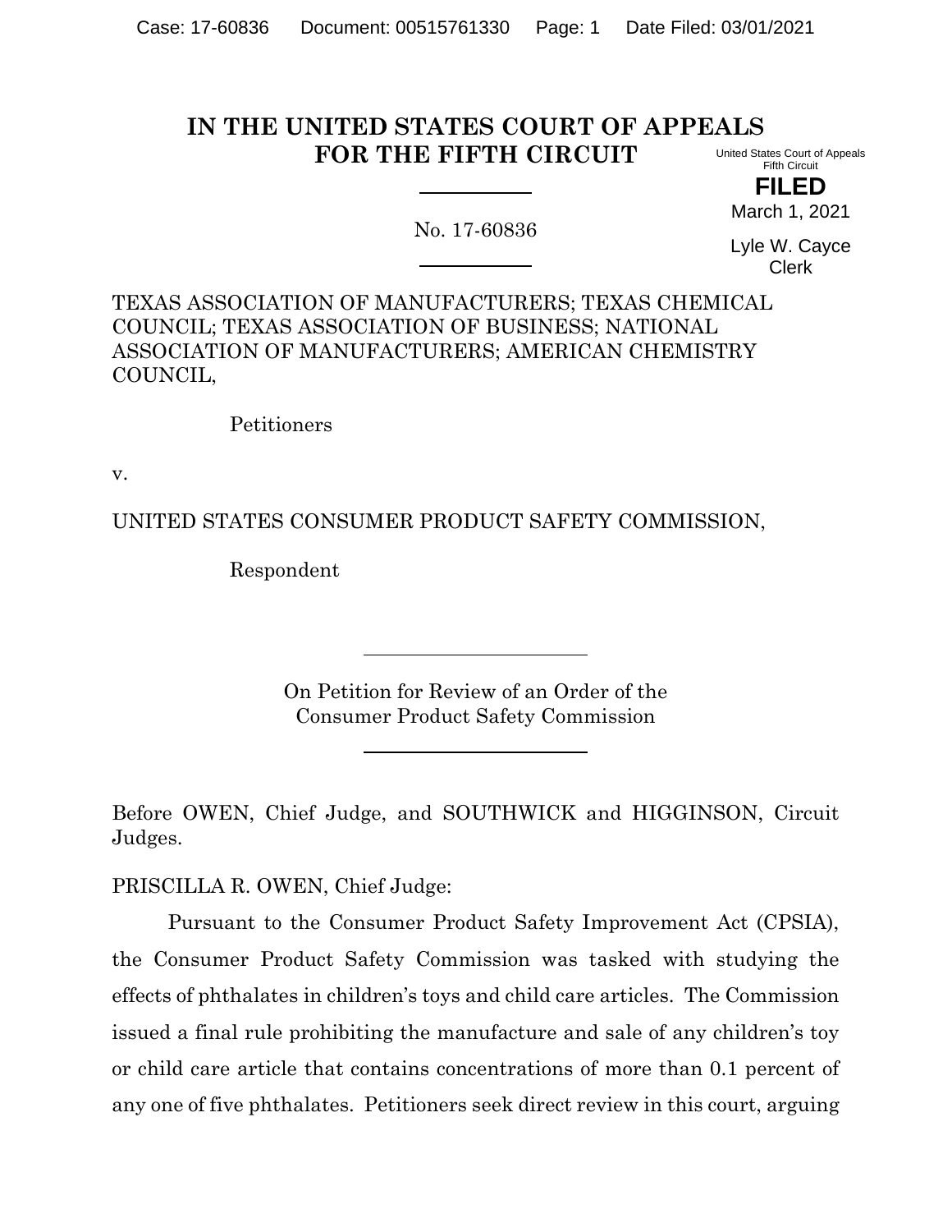# IN THE UNITED STATES COURT OF APPEALS FOR THE FIFTH CIRCUIT

United States Court of Appeals
Fifth Circuit

**FILED**

March 1, 2021

Lyle W. Cayce
Clerk

No. 17-60836

TEXAS ASSOCIATION OF MANUFACTURERS; TEXAS CHEMICAL COUNCIL; TEXAS ASSOCIATION OF BUSINESS; NATIONAL ASSOCIATION OF MANUFACTURERS; AMERICAN CHEMISTRY COUNCIL,

Petitioners

v.

UNITED STATES CONSUMER PRODUCT SAFETY COMMISSION,

Respondent

On Petition for Review of an Order of the Consumer Product Safety Commission

Before OWEN, Chief Judge, and SOUTHWICK and HIGGINSON, Circuit Judges.

PRISCILLA R. OWEN, Chief Judge:

Pursuant to the Consumer Product Safety Improvement Act (CPSIA), the Consumer Product Safety Commission was tasked with studying the effects of phthalates in children's toys and child care articles. The Commission issued a final rule prohibiting the manufacture and sale of any children's toy or child care article that contains concentrations of more than 0.1 percent of any one of five phthalates. Petitioners seek direct review in this court, arguing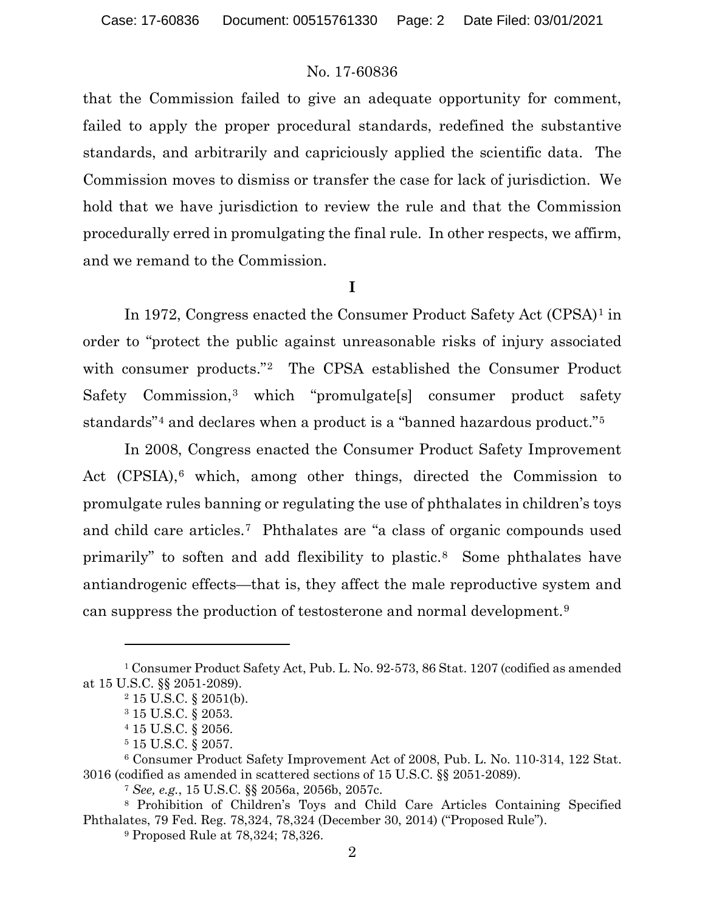that the Commission failed to give an adequate opportunity for comment, failed to apply the proper procedural standards, redefined the substantive standards, and arbitrarily and capriciously applied the scientific data. The Commission moves to dismiss or transfer the case for lack of jurisdiction. We hold that we have jurisdiction to review the rule and that the Commission procedurally erred in promulgating the final rule. In other respects, we affirm, and we remand to the Commission.

**I**

In 1972, Congress enacted the Consumer Product Safety Act (CPSA)[1] in order to "protect the public against unreasonable risks of injury associated with consumer products."[2] The CPSA established the Consumer Product Safety Commission,[3] which "promulgate[s] consumer product safety standards"[4] and declares when a product is a "banned hazardous product."[5]

In 2008, Congress enacted the Consumer Product Safety Improvement Act (CPSIA),[6] which, among other things, directed the Commission to promulgate rules banning or regulating the use of phthalates in children's toys and child care articles.[7] Phthalates are "a class of organic compounds used primarily" to soften and add flexibility to plastic.[8] Some phthalates have antiandrogenic effects—that is, they affect the male reproductive system and can suppress the production of testosterone and normal development.[9]

---

[1] Consumer Product Safety Act, Pub. L. No. 92-573, 86 Stat. 1207 (codified as amended at 15 U.S.C. §§ 2051-2089).

[2] 15 U.S.C. § 2051(b).

[3] 15 U.S.C. § 2053.

[4] 15 U.S.C. § 2056.

[5] 15 U.S.C. § 2057.

[6] Consumer Product Safety Improvement Act of 2008, Pub. L. No. 110-314, 122 Stat. 3016 (codified as amended in scattered sections of 15 U.S.C. §§ 2051-2089).

[7] *See, e.g.*, 15 U.S.C. §§ 2056a, 2056b, 2057c.

[8] Prohibition of Children's Toys and Child Care Articles Containing Specified Phthalates, 79 Fed. Reg. 78,324, 78,324 (December 30, 2014) ("Proposed Rule").

[9] Proposed Rule at 78,324; 78,326.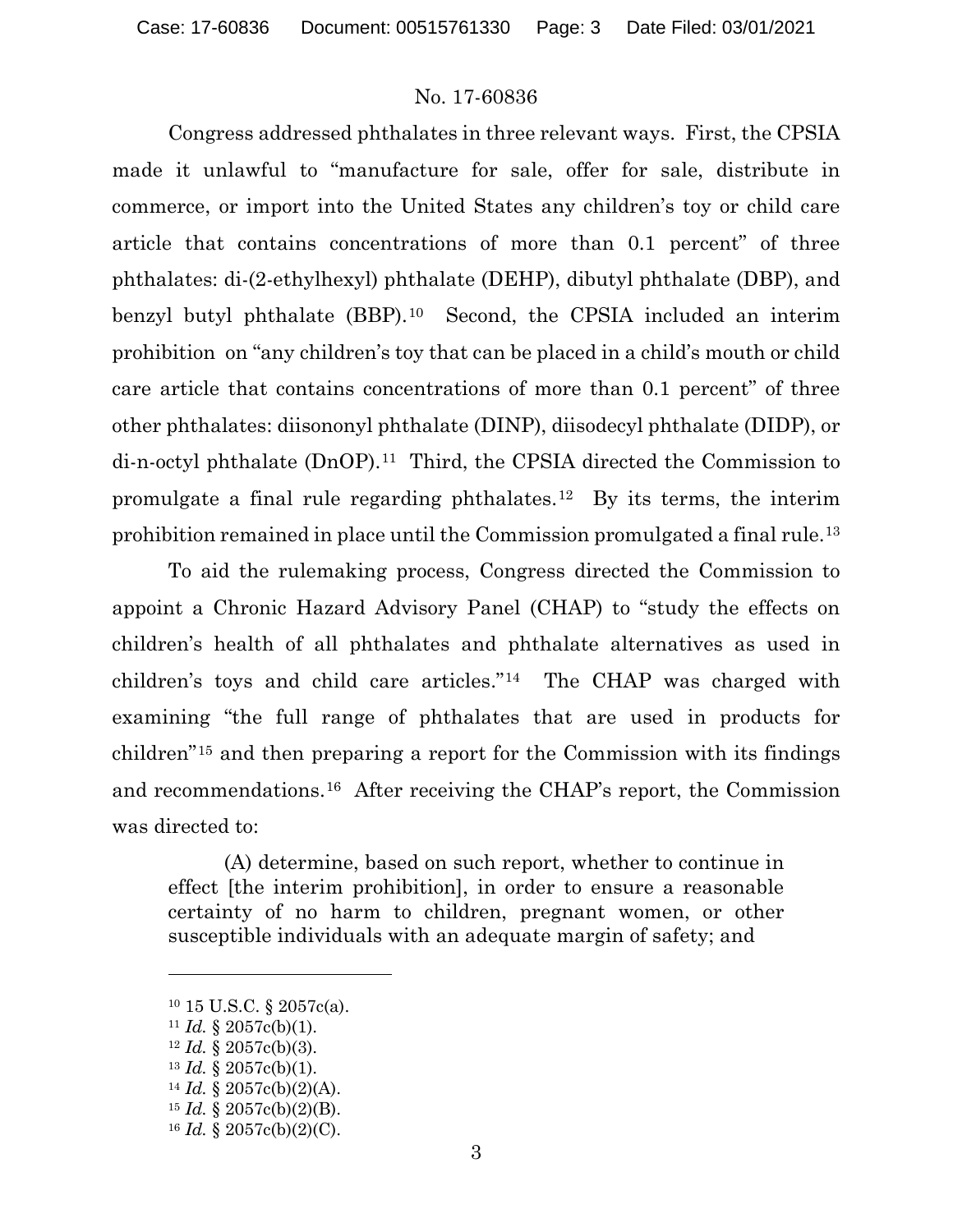Congress addressed phthalates in three relevant ways. First, the CPSIA made it unlawful to "manufacture for sale, offer for sale, distribute in commerce, or import into the United States any children's toy or child care article that contains concentrations of more than 0.1 percent" of three phthalates: di-(2-ethylhexyl) phthalate (DEHP), dibutyl phthalate (DBP), and benzyl butyl phthalate (BBP).[10] Second, the CPSIA included an interim prohibition on "any children's toy that can be placed in a child's mouth or child care article that contains concentrations of more than 0.1 percent" of three other phthalates: diisononyl phthalate (DINP), diisodecyl phthalate (DIDP), or di-n-octyl phthalate (DnOP).[11] Third, the CPSIA directed the Commission to promulgate a final rule regarding phthalates.[12] By its terms, the interim prohibition remained in place until the Commission promulgated a final rule.[13]

To aid the rulemaking process, Congress directed the Commission to appoint a Chronic Hazard Advisory Panel (CHAP) to "study the effects on children's health of all phthalates and phthalate alternatives as used in children's toys and child care articles."[14] The CHAP was charged with examining "the full range of phthalates that are used in products for children"[15] and then preparing a report for the Commission with its findings and recommendations.[16] After receiving the CHAP's report, the Commission was directed to:

> (A) determine, based on such report, whether to continue in effect [the interim prohibition], in order to ensure a reasonable certainty of no harm to children, pregnant women, or other susceptible individuals with an adequate margin of safety; and

---

[10] 15 U.S.C. § 2057c(a).
[11] *Id.* § 2057c(b)(1).
[12] *Id.* § 2057c(b)(3).
[13] *Id.* § 2057c(b)(1).
[14] *Id.* § 2057c(b)(2)(A).
[15] *Id.* § 2057c(b)(2)(B).
[16] *Id.* § 2057c(b)(2)(C).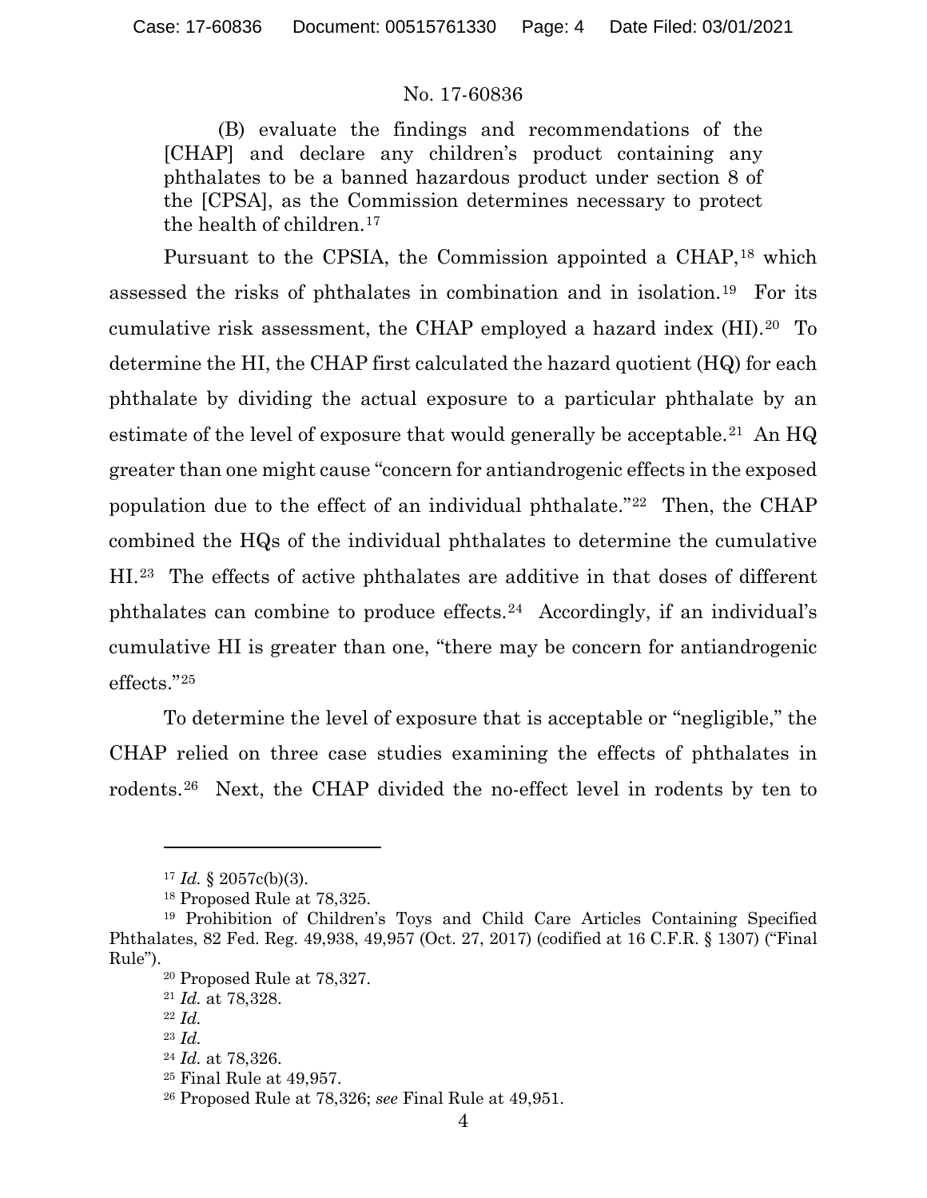(B) evaluate the findings and recommendations of the [CHAP] and declare any children's product containing any phthalates to be a banned hazardous product under section 8 of the [CPSA], as the Commission determines necessary to protect the health of children.[17]

Pursuant to the CPSIA, the Commission appointed a CHAP,[18] which assessed the risks of phthalates in combination and in isolation.[19] For its cumulative risk assessment, the CHAP employed a hazard index (HI).[20] To determine the HI, the CHAP first calculated the hazard quotient (HQ) for each phthalate by dividing the actual exposure to a particular phthalate by an estimate of the level of exposure that would generally be acceptable.[21] An HQ greater than one might cause "concern for antiandrogenic effects in the exposed population due to the effect of an individual phthalate."[22] Then, the CHAP combined the HQs of the individual phthalates to determine the cumulative HI.[23] The effects of active phthalates are additive in that doses of different phthalates can combine to produce effects.[24] Accordingly, if an individual's cumulative HI is greater than one, "there may be concern for antiandrogenic effects."[25]

To determine the level of exposure that is acceptable or "negligible," the CHAP relied on three case studies examining the effects of phthalates in rodents.[26] Next, the CHAP divided the no-effect level in rodents by ten to

---

[17] *Id.* § 2057c(b)(3).

[18] Proposed Rule at 78,325.

[19] Prohibition of Children's Toys and Child Care Articles Containing Specified Phthalates, 82 Fed. Reg. 49,938, 49,957 (Oct. 27, 2017) (codified at 16 C.F.R. § 1307) ("Final Rule").

[20] Proposed Rule at 78,327.

[21] *Id.* at 78,328.

[22] *Id.*

[23] *Id.*

[24] *Id.* at 78,326.

[25] Final Rule at 49,957.

[26] Proposed Rule at 78,326; *see* Final Rule at 49,951.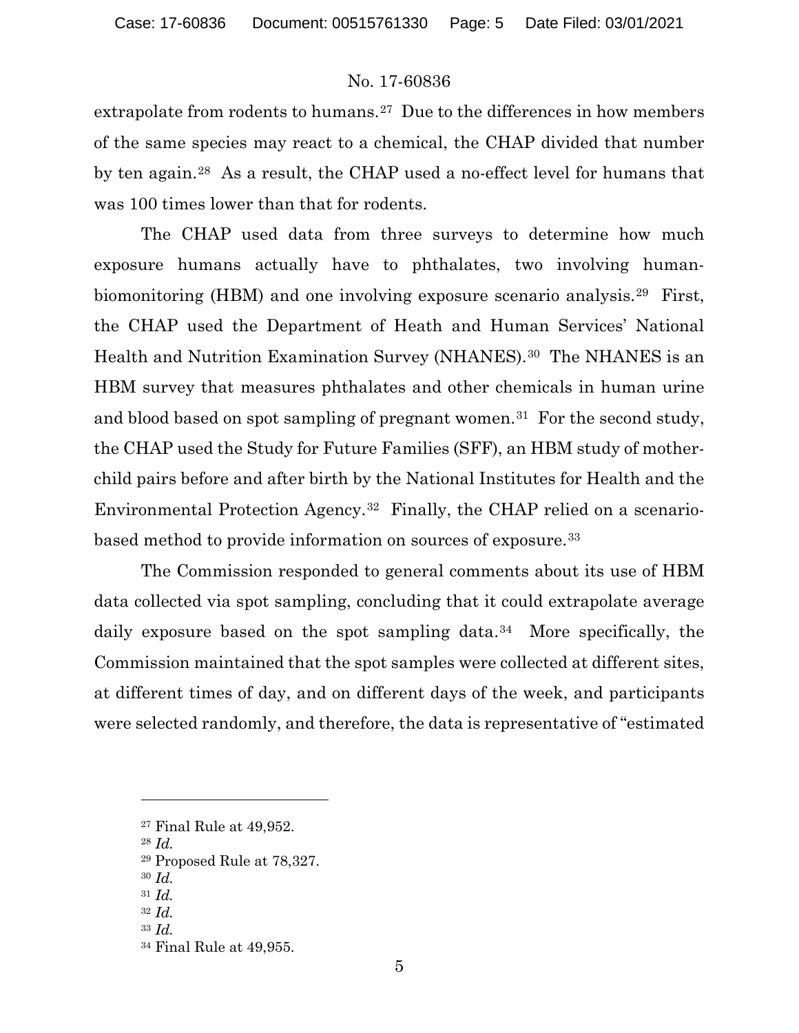extrapolate from rodents to humans.[27] Due to the differences in how members of the same species may react to a chemical, the CHAP divided that number by ten again.[28] As a result, the CHAP used a no-effect level for humans that was 100 times lower than that for rodents.

The CHAP used data from three surveys to determine how much exposure humans actually have to phthalates, two involving human-biomonitoring (HBM) and one involving exposure scenario analysis.[29] First, the CHAP used the Department of Heath and Human Services' National Health and Nutrition Examination Survey (NHANES).[30] The NHANES is an HBM survey that measures phthalates and other chemicals in human urine and blood based on spot sampling of pregnant women.[31] For the second study, the CHAP used the Study for Future Families (SFF), an HBM study of mother-child pairs before and after birth by the National Institutes for Health and the Environmental Protection Agency.[32] Finally, the CHAP relied on a scenario-based method to provide information on sources of exposure.[33]

The Commission responded to general comments about its use of HBM data collected via spot sampling, concluding that it could extrapolate average daily exposure based on the spot sampling data.[34] More specifically, the Commission maintained that the spot samples were collected at different sites, at different times of day, and on different days of the week, and participants were selected randomly, and therefore, the data is representative of "estimated

---

[27] Final Rule at 49,952.

[28] *Id.*

[29] Proposed Rule at 78,327.

[30] *Id.*

[31] *Id.*

[32] *Id.*

[33] *Id.*

[34] Final Rule at 49,955.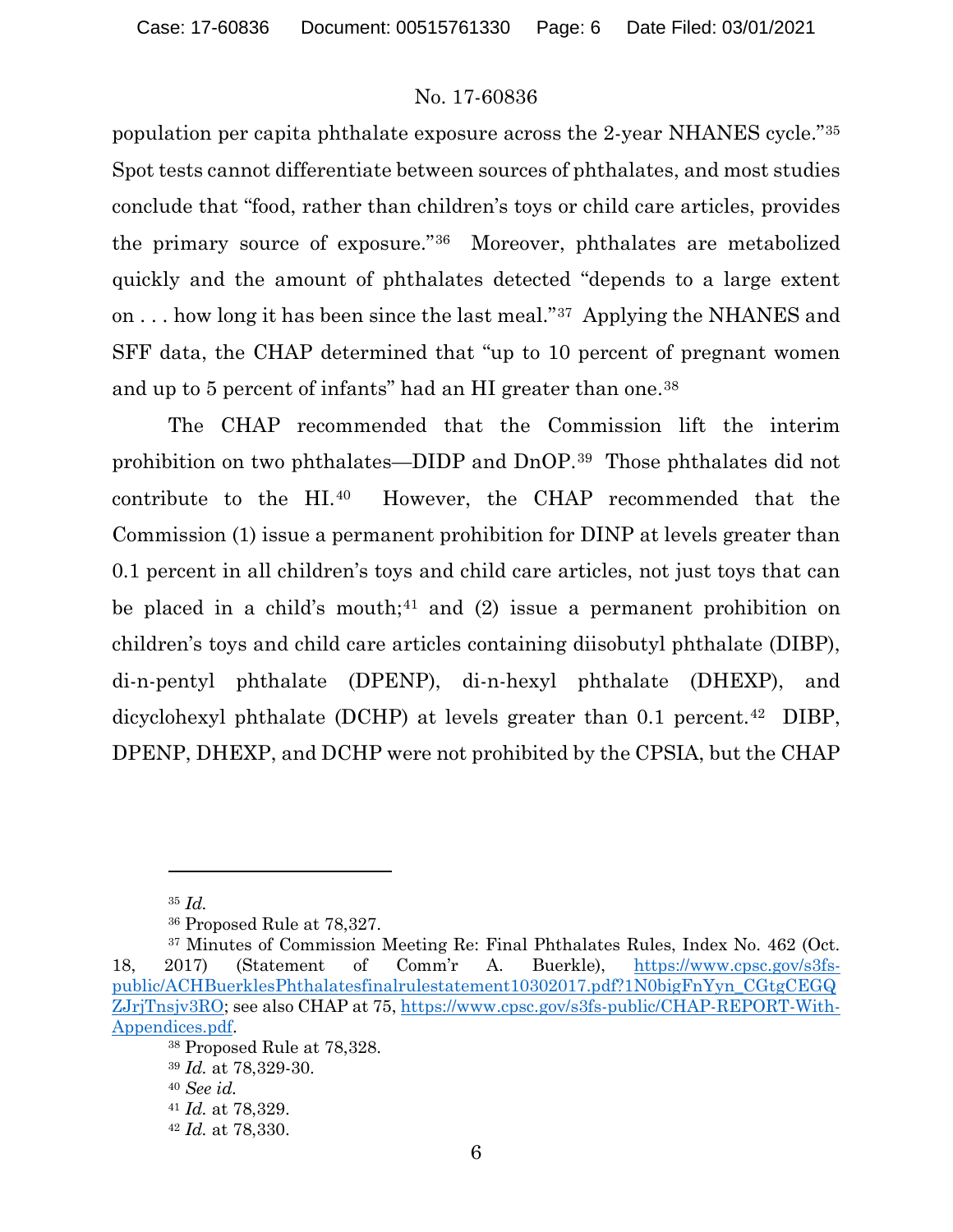population per capita phthalate exposure across the 2-year NHANES cycle."[35] Spot tests cannot differentiate between sources of phthalates, and most studies conclude that "food, rather than children's toys or child care articles, provides the primary source of exposure."[36] Moreover, phthalates are metabolized quickly and the amount of phthalates detected "depends to a large extent on . . . how long it has been since the last meal."[37] Applying the NHANES and SFF data, the CHAP determined that "up to 10 percent of pregnant women and up to 5 percent of infants" had an HI greater than one.[38]

The CHAP recommended that the Commission lift the interim prohibition on two phthalates—DIDP and DnOP.[39] Those phthalates did not contribute to the HI.[40] However, the CHAP recommended that the Commission (1) issue a permanent prohibition for DINP at levels greater than 0.1 percent in all children's toys and child care articles, not just toys that can be placed in a child's mouth;[41] and (2) issue a permanent prohibition on children's toys and child care articles containing diisobutyl phthalate (DIBP), di-n-pentyl phthalate (DPENP), di-n-hexyl phthalate (DHEXP), and dicyclohexyl phthalate (DCHP) at levels greater than 0.1 percent.[42] DIBP, DPENP, DHEXP, and DCHP were not prohibited by the CPSIA, but the CHAP

---

[35] *Id.*

[36] Proposed Rule at 78,327.

[37] Minutes of Commission Meeting Re: Final Phthalates Rules, Index No. 462 (Oct. 18, 2017) (Statement of Comm'r A. Buerkle), https://www.cpsc.gov/s3fs-public/ACHBuerklesPhthalatesfinalrulestatement10302017.pdf?1N0bigFnYyn_CGtgCEGQZJrjTnsjv3RO; see also CHAP at 75, https://www.cpsc.gov/s3fs-public/CHAP-REPORT-With-Appendices.pdf.

[38] Proposed Rule at 78,328.

[39] *Id.* at 78,329-30.

[40] *See id.*

[41] *Id.* at 78,329.

[42] *Id.* at 78,330.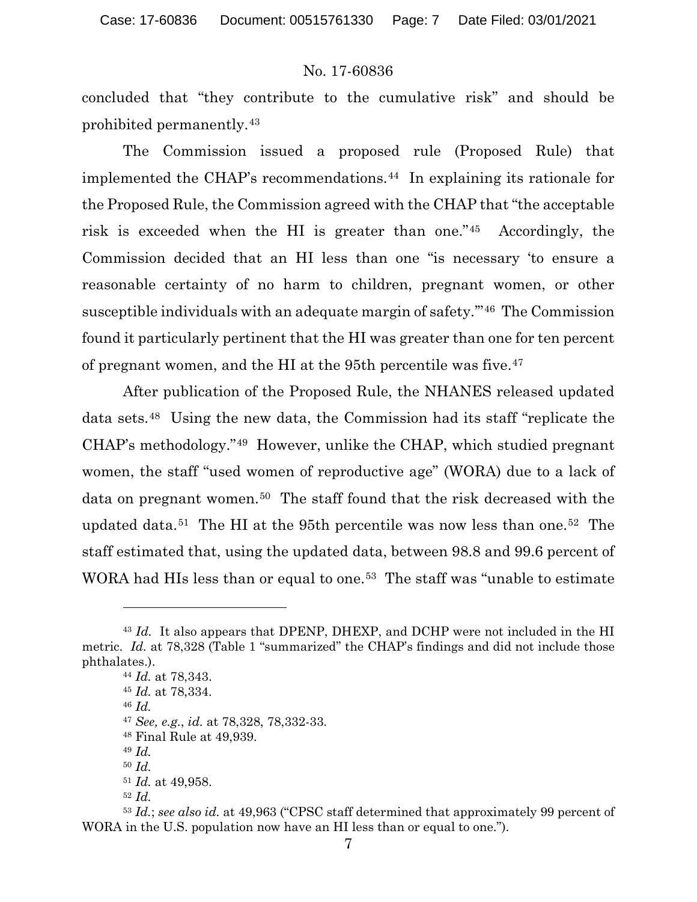concluded that "they contribute to the cumulative risk" and should be prohibited permanently.[43]

The Commission issued a proposed rule (Proposed Rule) that implemented the CHAP's recommendations.[44] In explaining its rationale for the Proposed Rule, the Commission agreed with the CHAP that "the acceptable risk is exceeded when the HI is greater than one."[45] Accordingly, the Commission decided that an HI less than one "is necessary 'to ensure a reasonable certainty of no harm to children, pregnant women, or other susceptible individuals with an adequate margin of safety.'"[46] The Commission found it particularly pertinent that the HI was greater than one for ten percent of pregnant women, and the HI at the 95th percentile was five.[47]

After publication of the Proposed Rule, the NHANES released updated data sets.[48] Using the new data, the Commission had its staff "replicate the CHAP's methodology."[49] However, unlike the CHAP, which studied pregnant women, the staff "used women of reproductive age" (WORA) due to a lack of data on pregnant women.[50] The staff found that the risk decreased with the updated data.[51] The HI at the 95th percentile was now less than one.[52] The staff estimated that, using the updated data, between 98.8 and 99.6 percent of WORA had HIs less than or equal to one.[53] The staff was "unable to estimate

---

[43] *Id.* It also appears that DPENP, DHEXP, and DCHP were not included in the HI metric. *Id.* at 78,328 (Table 1 "summarized" the CHAP's findings and did not include those phthalates.).

[44] *Id.* at 78,343.

[45] *Id.* at 78,334.

[46] *Id.*

[47] *See, e.g.*, *id.* at 78,328, 78,332-33.

[48] Final Rule at 49,939.

[49] *Id.*

[50] *Id.*

[51] *Id.* at 49,958.

[52] *Id.*

[53] *Id.*; *see also id.* at 49,963 ("CPSC staff determined that approximately 99 percent of WORA in the U.S. population now have an HI less than or equal to one.").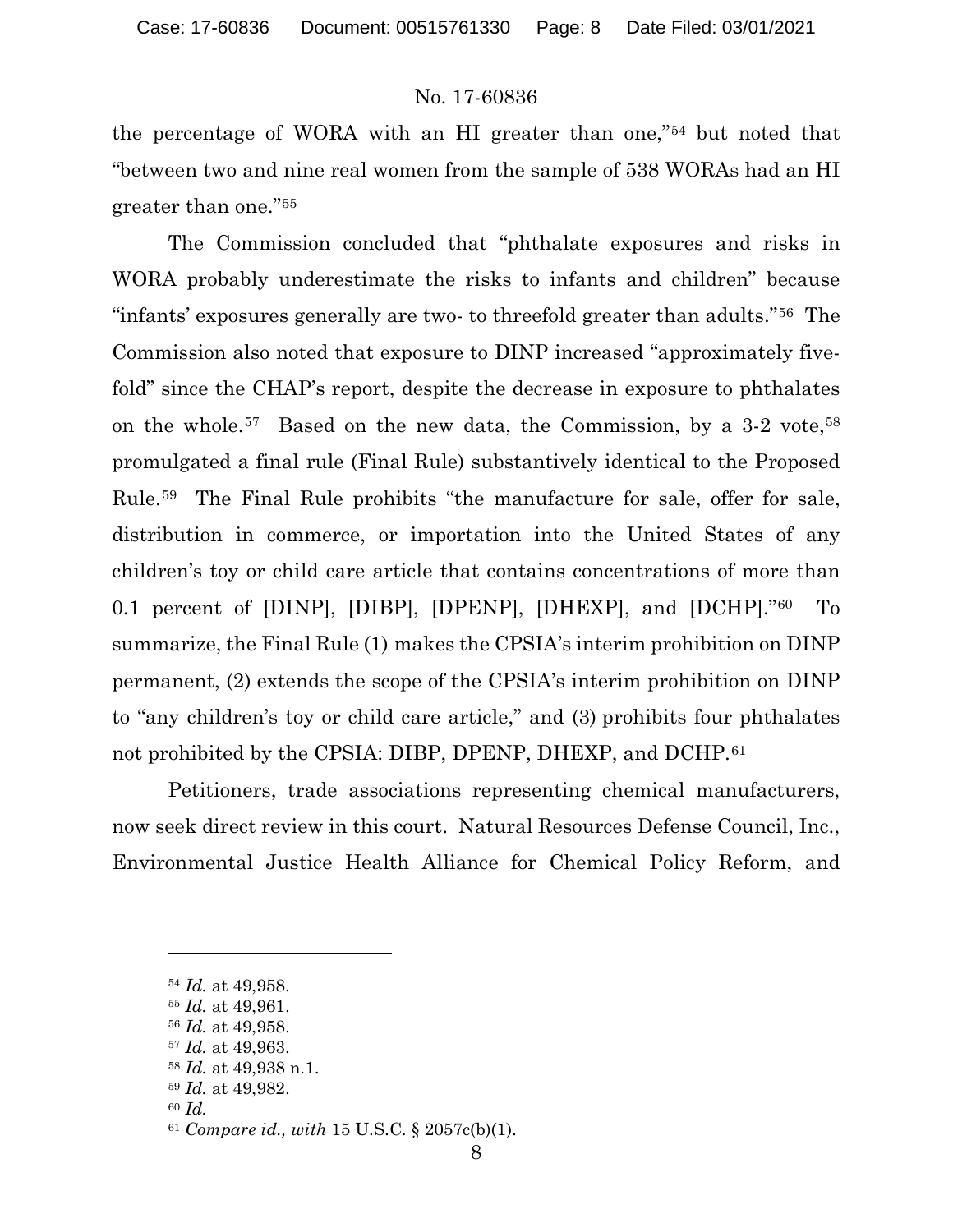the percentage of WORA with an HI greater than one,"[54] but noted that "between two and nine real women from the sample of 538 WORAs had an HI greater than one."[55]

The Commission concluded that "phthalate exposures and risks in WORA probably underestimate the risks to infants and children" because "infants' exposures generally are two- to threefold greater than adults."[56] The Commission also noted that exposure to DINP increased "approximately five-fold" since the CHAP's report, despite the decrease in exposure to phthalates on the whole.[57] Based on the new data, the Commission, by a 3-2 vote,[58] promulgated a final rule (Final Rule) substantively identical to the Proposed Rule.[59] The Final Rule prohibits "the manufacture for sale, offer for sale, distribution in commerce, or importation into the United States of any children's toy or child care article that contains concentrations of more than 0.1 percent of [DINP], [DIBP], [DPENP], [DHEXP], and [DCHP]."[60] To summarize, the Final Rule (1) makes the CPSIA's interim prohibition on DINP permanent, (2) extends the scope of the CPSIA's interim prohibition on DINP to "any children's toy or child care article," and (3) prohibits four phthalates not prohibited by the CPSIA: DIBP, DPENP, DHEXP, and DCHP.[61]

Petitioners, trade associations representing chemical manufacturers, now seek direct review in this court. Natural Resources Defense Council, Inc., Environmental Justice Health Alliance for Chemical Policy Reform, and

---

[54] *Id.* at 49,958.

[55] *Id.* at 49,961.

[56] *Id.* at 49,958.

[57] *Id.* at 49,963.

[58] *Id.* at 49,938 n.1.

[59] *Id.* at 49,982.

[60] *Id.*

[61] *Compare id., with* 15 U.S.C. § 2057c(b)(1).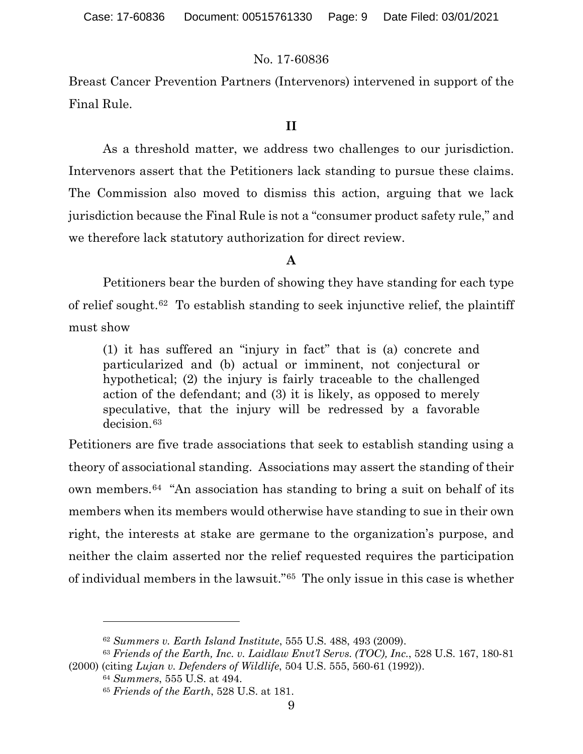Breast Cancer Prevention Partners (Intervenors) intervened in support of the Final Rule.

## II

As a threshold matter, we address two challenges to our jurisdiction. Intervenors assert that the Petitioners lack standing to pursue these claims. The Commission also moved to dismiss this action, arguing that we lack jurisdiction because the Final Rule is not a "consumer product safety rule," and we therefore lack statutory authorization for direct review.

### A

Petitioners bear the burden of showing they have standing for each type of relief sought.[62] To establish standing to seek injunctive relief, the plaintiff must show

> (1) it has suffered an "injury in fact" that is (a) concrete and particularized and (b) actual or imminent, not conjectural or hypothetical; (2) the injury is fairly traceable to the challenged action of the defendant; and (3) it is likely, as opposed to merely speculative, that the injury will be redressed by a favorable decision.[63]

Petitioners are five trade associations that seek to establish standing using a theory of associational standing. Associations may assert the standing of their own members.[64] "An association has standing to bring a suit on behalf of its members when its members would otherwise have standing to sue in their own right, the interests at stake are germane to the organization's purpose, and neither the claim asserted nor the relief requested requires the participation of individual members in the lawsuit."[65] The only issue in this case is whether

---

[62] *Summers v. Earth Island Institute*, 555 U.S. 488, 493 (2009).

[63] *Friends of the Earth, Inc. v. Laidlaw Envt'l Servs. (TOC), Inc.*, 528 U.S. 167, 180-81 (2000) (citing *Lujan v. Defenders of Wildlife*, 504 U.S. 555, 560-61 (1992)).

[64] *Summers*, 555 U.S. at 494.

[65] *Friends of the Earth*, 528 U.S. at 181.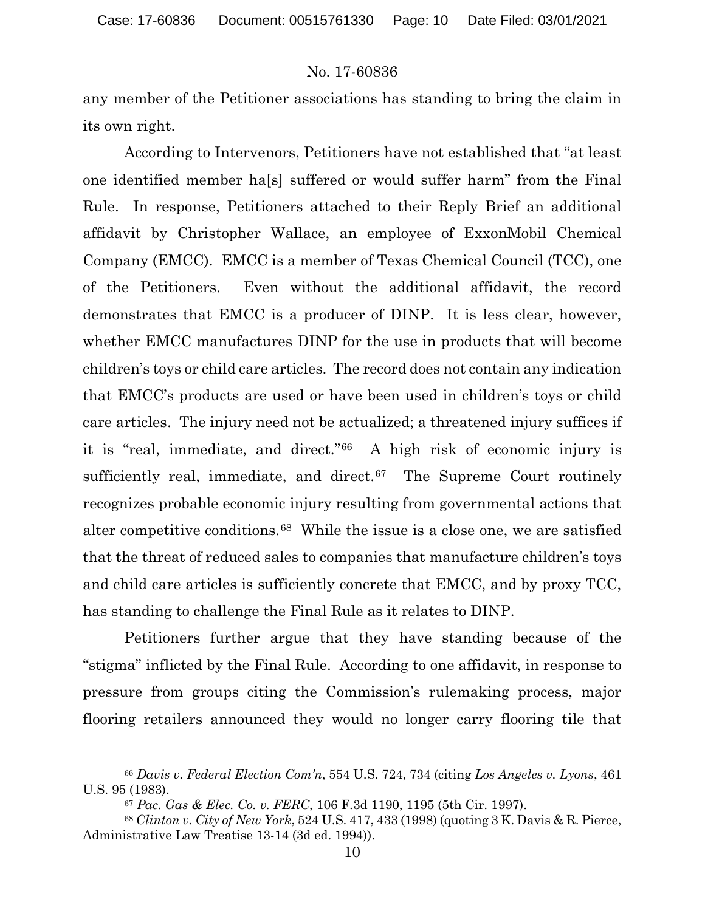any member of the Petitioner associations has standing to bring the claim in its own right.

According to Intervenors, Petitioners have not established that "at least one identified member ha[s] suffered or would suffer harm" from the Final Rule. In response, Petitioners attached to their Reply Brief an additional affidavit by Christopher Wallace, an employee of ExxonMobil Chemical Company (EMCC). EMCC is a member of Texas Chemical Council (TCC), one of the Petitioners. Even without the additional affidavit, the record demonstrates that EMCC is a producer of DINP. It is less clear, however, whether EMCC manufactures DINP for the use in products that will become children's toys or child care articles. The record does not contain any indication that EMCC's products are used or have been used in children's toys or child care articles. The injury need not be actualized; a threatened injury suffices if it is "real, immediate, and direct."[66] A high risk of economic injury is sufficiently real, immediate, and direct.[67] The Supreme Court routinely recognizes probable economic injury resulting from governmental actions that alter competitive conditions.[68] While the issue is a close one, we are satisfied that the threat of reduced sales to companies that manufacture children's toys and child care articles is sufficiently concrete that EMCC, and by proxy TCC, has standing to challenge the Final Rule as it relates to DINP.

Petitioners further argue that they have standing because of the "stigma" inflicted by the Final Rule. According to one affidavit, in response to pressure from groups citing the Commission's rulemaking process, major flooring retailers announced they would no longer carry flooring tile that

---

[66] *Davis v. Federal Election Com'n*, 554 U.S. 724, 734 (citing *Los Angeles v. Lyons*, 461 U.S. 95 (1983).

[67] *Pac. Gas & Elec. Co. v. FERC*, 106 F.3d 1190, 1195 (5th Cir. 1997).

[68] *Clinton v. City of New York*, 524 U.S. 417, 433 (1998) (quoting 3 K. Davis & R. Pierce, Administrative Law Treatise 13-14 (3d ed. 1994)).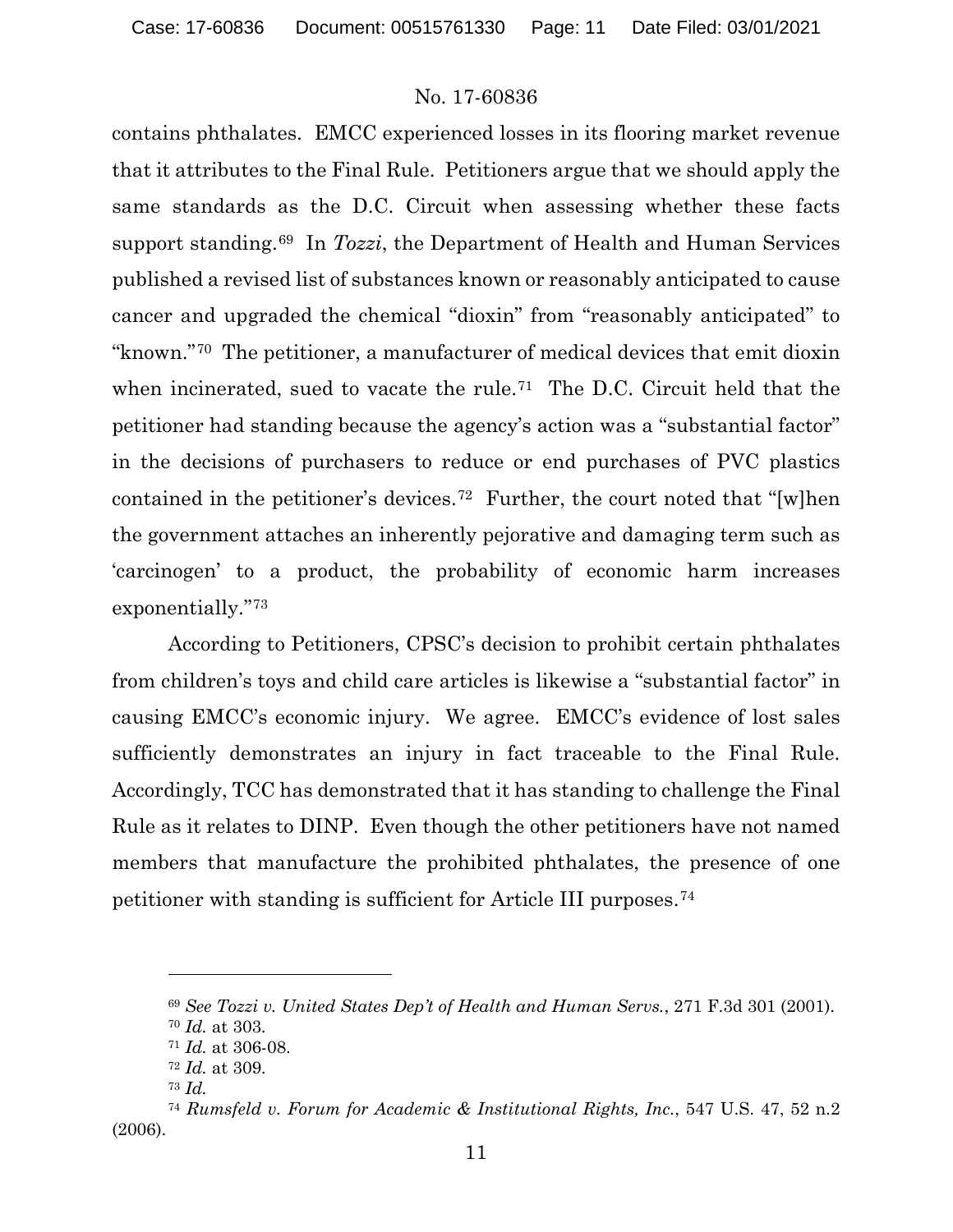contains phthalates. EMCC experienced losses in its flooring market revenue that it attributes to the Final Rule. Petitioners argue that we should apply the same standards as the D.C. Circuit when assessing whether these facts support standing.[69] In *Tozzi*, the Department of Health and Human Services published a revised list of substances known or reasonably anticipated to cause cancer and upgraded the chemical "dioxin" from "reasonably anticipated" to "known."[70] The petitioner, a manufacturer of medical devices that emit dioxin when incinerated, sued to vacate the rule.[71] The D.C. Circuit held that the petitioner had standing because the agency's action was a "substantial factor" in the decisions of purchasers to reduce or end purchases of PVC plastics contained in the petitioner's devices.[72] Further, the court noted that "[w]hen the government attaches an inherently pejorative and damaging term such as 'carcinogen' to a product, the probability of economic harm increases exponentially."[73]

According to Petitioners, CPSC's decision to prohibit certain phthalates from children's toys and child care articles is likewise a "substantial factor" in causing EMCC's economic injury. We agree. EMCC's evidence of lost sales sufficiently demonstrates an injury in fact traceable to the Final Rule. Accordingly, TCC has demonstrated that it has standing to challenge the Final Rule as it relates to DINP. Even though the other petitioners have not named members that manufacture the prohibited phthalates, the presence of one petitioner with standing is sufficient for Article III purposes.[74]

---

[69] *See Tozzi v. United States Dep't of Health and Human Servs.*, 271 F.3d 301 (2001).

[70] *Id.* at 303.

[71] *Id.* at 306-08.

[72] *Id.* at 309.

[73] *Id.*

[74] *Rumsfeld v. Forum for Academic & Institutional Rights, Inc.*, 547 U.S. 47, 52 n.2 (2006).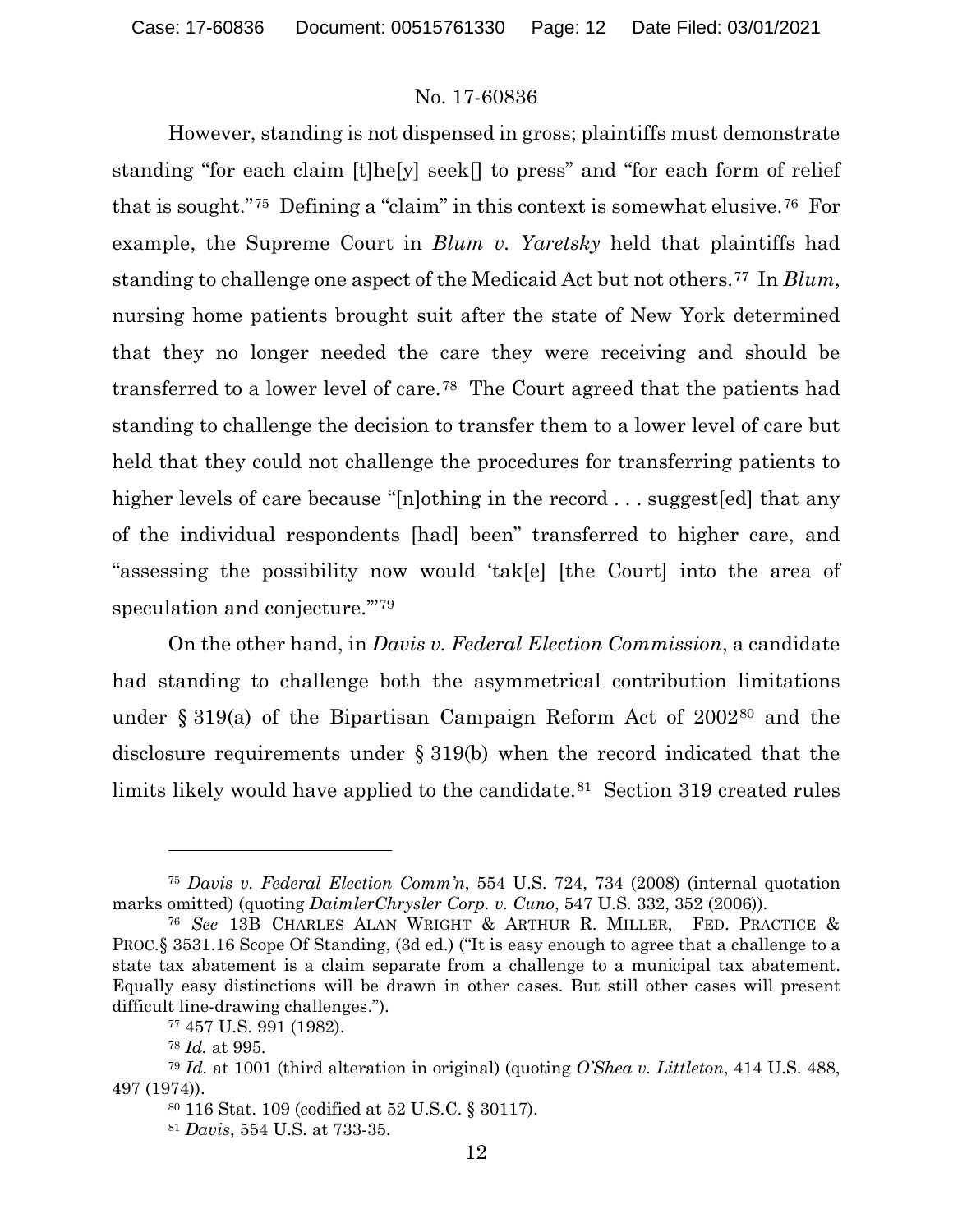However, standing is not dispensed in gross; plaintiffs must demonstrate standing "for each claim [t]he[y] seek[] to press" and "for each form of relief that is sought."[75] Defining a "claim" in this context is somewhat elusive.[76] For example, the Supreme Court in *Blum v. Yaretsky* held that plaintiffs had standing to challenge one aspect of the Medicaid Act but not others.[77] In *Blum*, nursing home patients brought suit after the state of New York determined that they no longer needed the care they were receiving and should be transferred to a lower level of care.[78] The Court agreed that the patients had standing to challenge the decision to transfer them to a lower level of care but held that they could not challenge the procedures for transferring patients to higher levels of care because "[n]othing in the record . . . suggest[ed] that any of the individual respondents [had] been" transferred to higher care, and "assessing the possibility now would 'tak[e] [the Court] into the area of speculation and conjecture.'"[79]

On the other hand, in *Davis v. Federal Election Commission*, a candidate had standing to challenge both the asymmetrical contribution limitations under § 319(a) of the Bipartisan Campaign Reform Act of 2002[80] and the disclosure requirements under § 319(b) when the record indicated that the limits likely would have applied to the candidate.[81] Section 319 created rules

---

[75] *Davis v. Federal Election Comm'n*, 554 U.S. 724, 734 (2008) (internal quotation marks omitted) (quoting *DaimlerChrysler Corp. v. Cuno*, 547 U.S. 332, 352 (2006)).

[76] *See* 13B CHARLES ALAN WRIGHT & ARTHUR R. MILLER, FED. PRACTICE & PROC.§ 3531.16 Scope Of Standing, (3d ed.) ("It is easy enough to agree that a challenge to a state tax abatement is a claim separate from a challenge to a municipal tax abatement. Equally easy distinctions will be drawn in other cases. But still other cases will present difficult line-drawing challenges.").

[77] 457 U.S. 991 (1982).

[78] *Id.* at 995.

[79] *Id.* at 1001 (third alteration in original) (quoting *O'Shea v. Littleton*, 414 U.S. 488, 497 (1974)).

[80] 116 Stat. 109 (codified at 52 U.S.C. § 30117).

[81] *Davis*, 554 U.S. at 733-35.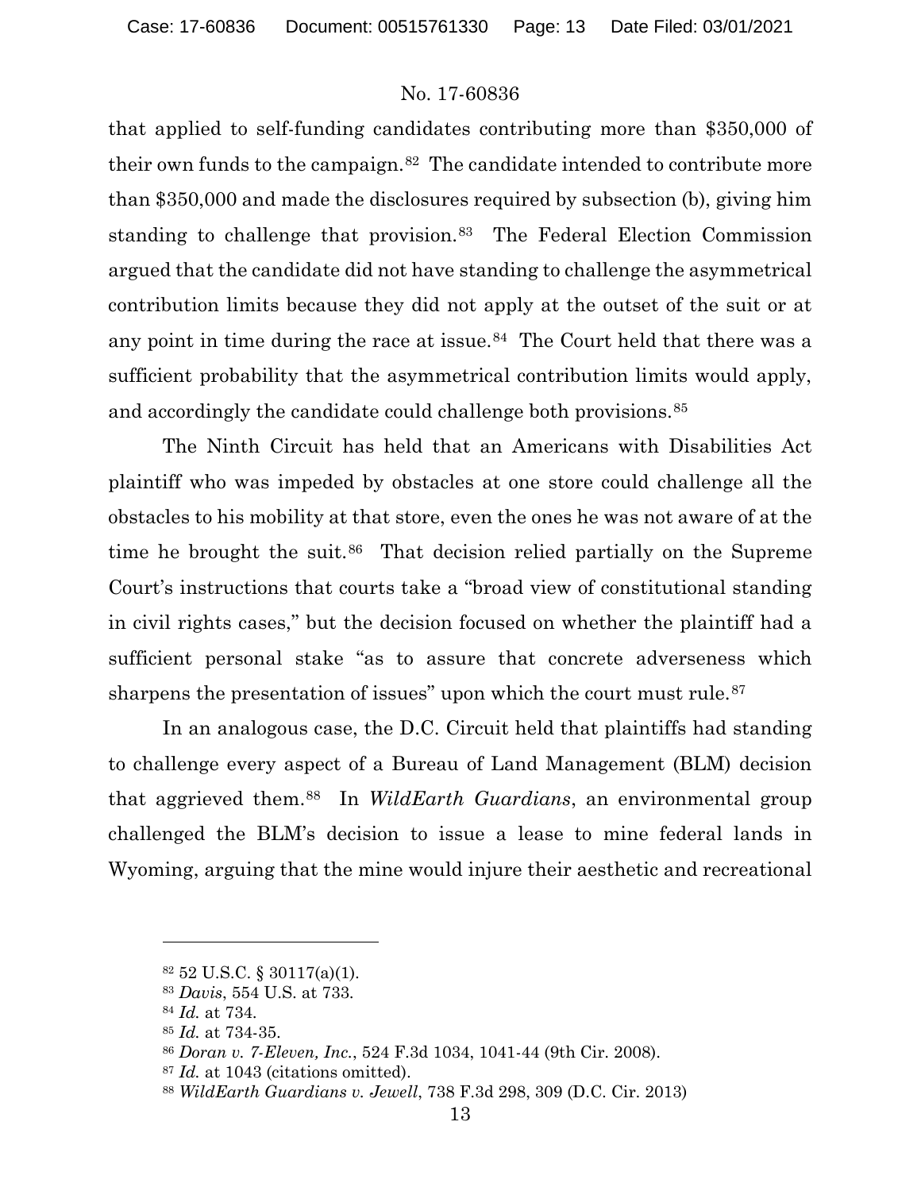that applied to self-funding candidates contributing more than $350,000 of their own funds to the campaign.[82] The candidate intended to contribute more than $350,000 and made the disclosures required by subsection (b), giving him standing to challenge that provision.[83] The Federal Election Commission argued that the candidate did not have standing to challenge the asymmetrical contribution limits because they did not apply at the outset of the suit or at any point in time during the race at issue.[84] The Court held that there was a sufficient probability that the asymmetrical contribution limits would apply, and accordingly the candidate could challenge both provisions.[85]

The Ninth Circuit has held that an Americans with Disabilities Act plaintiff who was impeded by obstacles at one store could challenge all the obstacles to his mobility at that store, even the ones he was not aware of at the time he brought the suit.[86] That decision relied partially on the Supreme Court's instructions that courts take a "broad view of constitutional standing in civil rights cases," but the decision focused on whether the plaintiff had a sufficient personal stake "as to assure that concrete adverseness which sharpens the presentation of issues" upon which the court must rule.[87]

In an analogous case, the D.C. Circuit held that plaintiffs had standing to challenge every aspect of a Bureau of Land Management (BLM) decision that aggrieved them.[88] In *WildEarth Guardians*, an environmental group challenged the BLM's decision to issue a lease to mine federal lands in Wyoming, arguing that the mine would injure their aesthetic and recreational

---

[82] 52 U.S.C. § 30117(a)(1).

[83] *Davis*, 554 U.S. at 733.

[84] *Id.* at 734.

[85] *Id.* at 734-35.

[86] *Doran v. 7-Eleven, Inc.*, 524 F.3d 1034, 1041-44 (9th Cir. 2008).

[87] *Id.* at 1043 (citations omitted).

[88] *WildEarth Guardians v. Jewell*, 738 F.3d 298, 309 (D.C. Cir. 2013)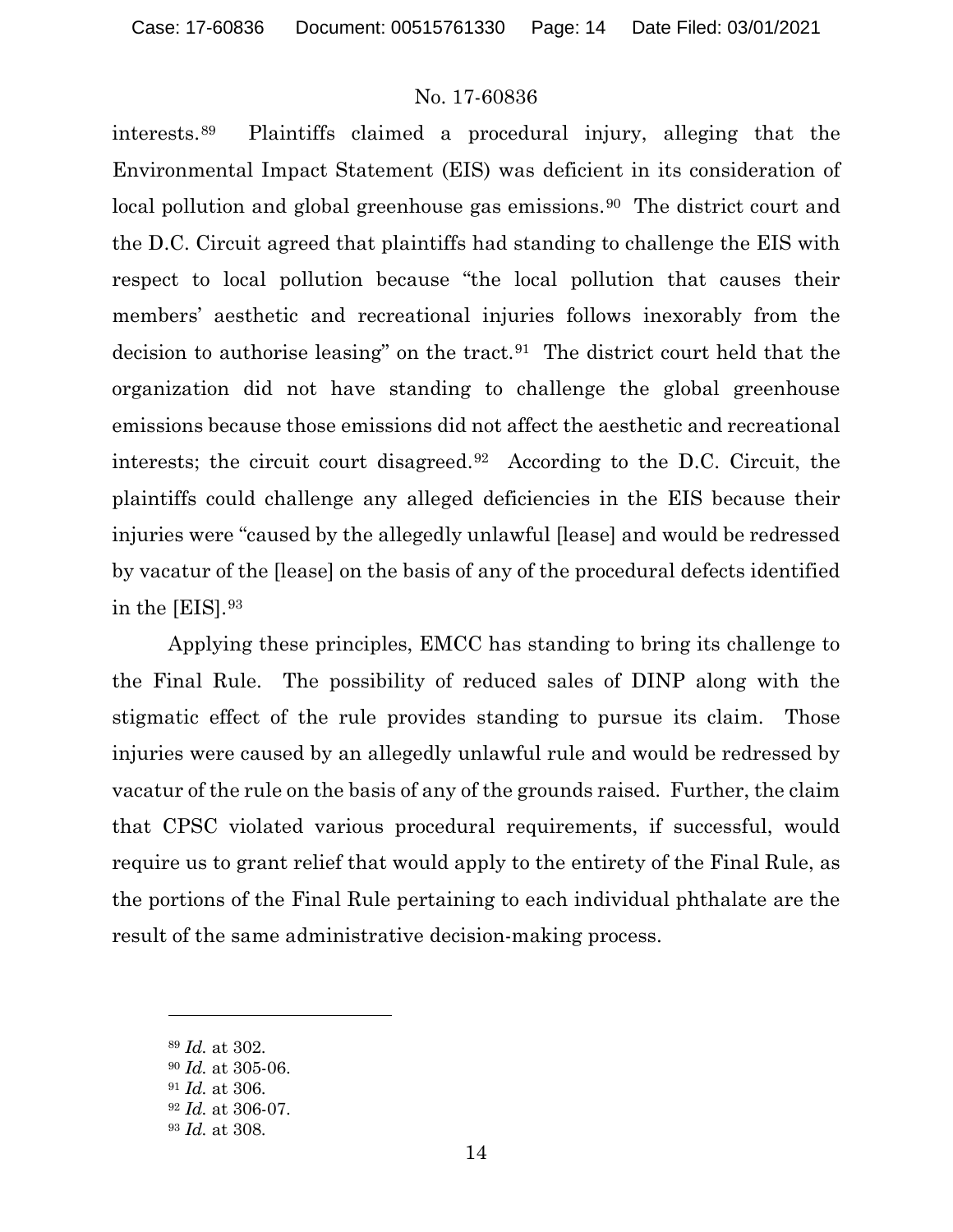interests.[89] Plaintiffs claimed a procedural injury, alleging that the Environmental Impact Statement (EIS) was deficient in its consideration of local pollution and global greenhouse gas emissions.[90] The district court and the D.C. Circuit agreed that plaintiffs had standing to challenge the EIS with respect to local pollution because "the local pollution that causes their members' aesthetic and recreational injuries follows inexorably from the decision to authorise leasing" on the tract.[91] The district court held that the organization did not have standing to challenge the global greenhouse emissions because those emissions did not affect the aesthetic and recreational interests; the circuit court disagreed.[92] According to the D.C. Circuit, the plaintiffs could challenge any alleged deficiencies in the EIS because their injuries were "caused by the allegedly unlawful [lease] and would be redressed by vacatur of the [lease] on the basis of any of the procedural defects identified in the [EIS].[93]

Applying these principles, EMCC has standing to bring its challenge to the Final Rule. The possibility of reduced sales of DINP along with the stigmatic effect of the rule provides standing to pursue its claim. Those injuries were caused by an allegedly unlawful rule and would be redressed by vacatur of the rule on the basis of any of the grounds raised. Further, the claim that CPSC violated various procedural requirements, if successful, would require us to grant relief that would apply to the entirety of the Final Rule, as the portions of the Final Rule pertaining to each individual phthalate are the result of the same administrative decision-making process.

---

[89] *Id.* at 302.

[90] *Id.* at 305-06.

[91] *Id.* at 306.

[92] *Id.* at 306-07.

[93] *Id.* at 308.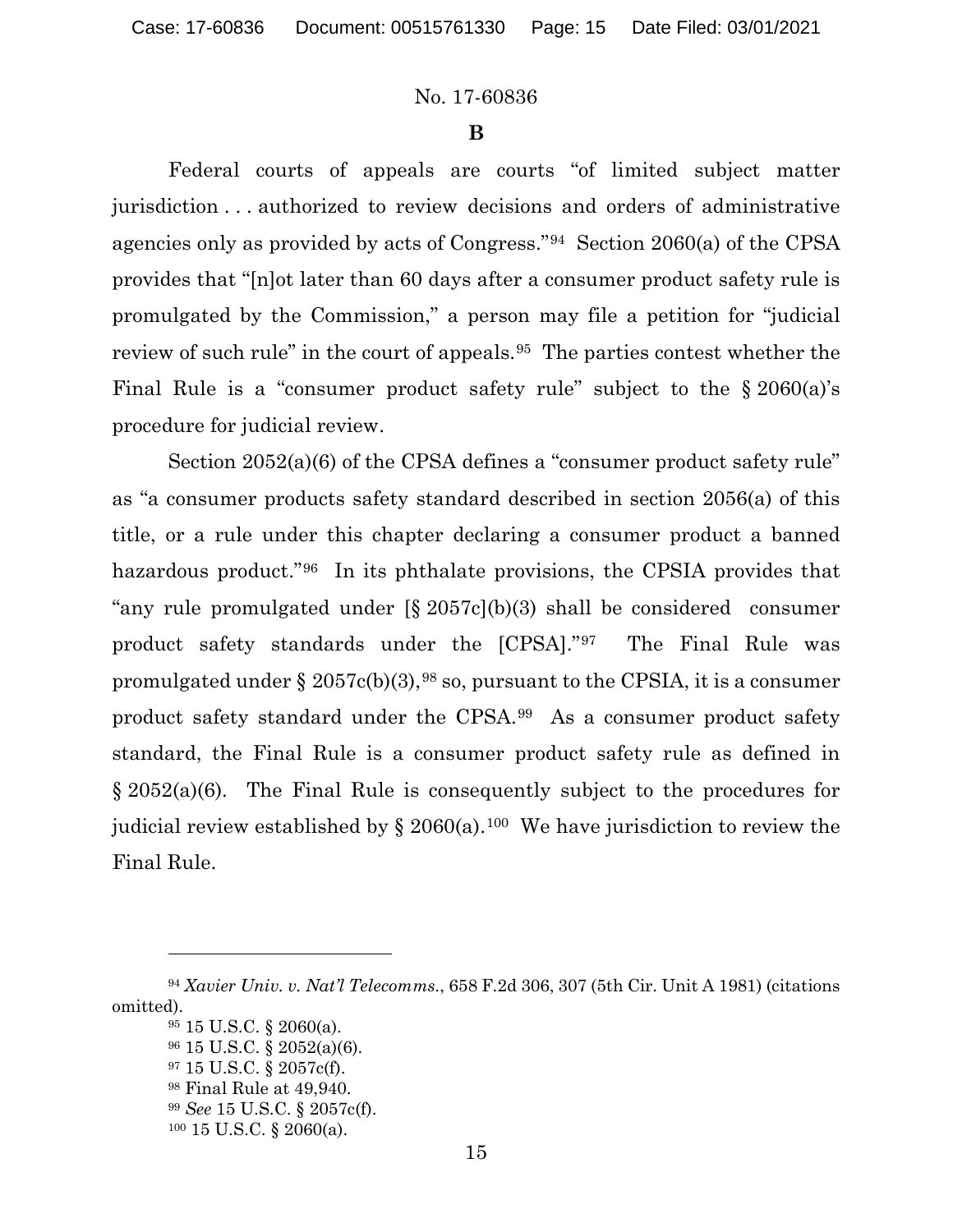No. 17-60836

**B**

Federal courts of appeals are courts "of limited subject matter jurisdiction . . . authorized to review decisions and orders of administrative agencies only as provided by acts of Congress."[94] Section 2060(a) of the CPSA provides that "[n]ot later than 60 days after a consumer product safety rule is promulgated by the Commission," a person may file a petition for "judicial review of such rule" in the court of appeals.[95] The parties contest whether the Final Rule is a "consumer product safety rule" subject to the § 2060(a)'s procedure for judicial review.

Section 2052(a)(6) of the CPSA defines a "consumer product safety rule" as "a consumer products safety standard described in section 2056(a) of this title, or a rule under this chapter declaring a consumer product a banned hazardous product."[96] In its phthalate provisions, the CPSIA provides that "any rule promulgated under [§ 2057c](b)(3) shall be considered consumer product safety standards under the [CPSA]."[97] The Final Rule was promulgated under § 2057c(b)(3),[98] so, pursuant to the CPSIA, it is a consumer product safety standard under the CPSA.[99] As a consumer product safety standard, the Final Rule is a consumer product safety rule as defined in § 2052(a)(6). The Final Rule is consequently subject to the procedures for judicial review established by § 2060(a).[100] We have jurisdiction to review the Final Rule.

---

[94] *Xavier Univ. v. Nat'l Telecomms.*, 658 F.2d 306, 307 (5th Cir. Unit A 1981) (citations omitted).

[95] 15 U.S.C. § 2060(a).

[96] 15 U.S.C. § 2052(a)(6).

[97] 15 U.S.C. § 2057c(f).

[98] Final Rule at 49,940.

[99] *See* 15 U.S.C. § 2057c(f).

[100] 15 U.S.C. § 2060(a).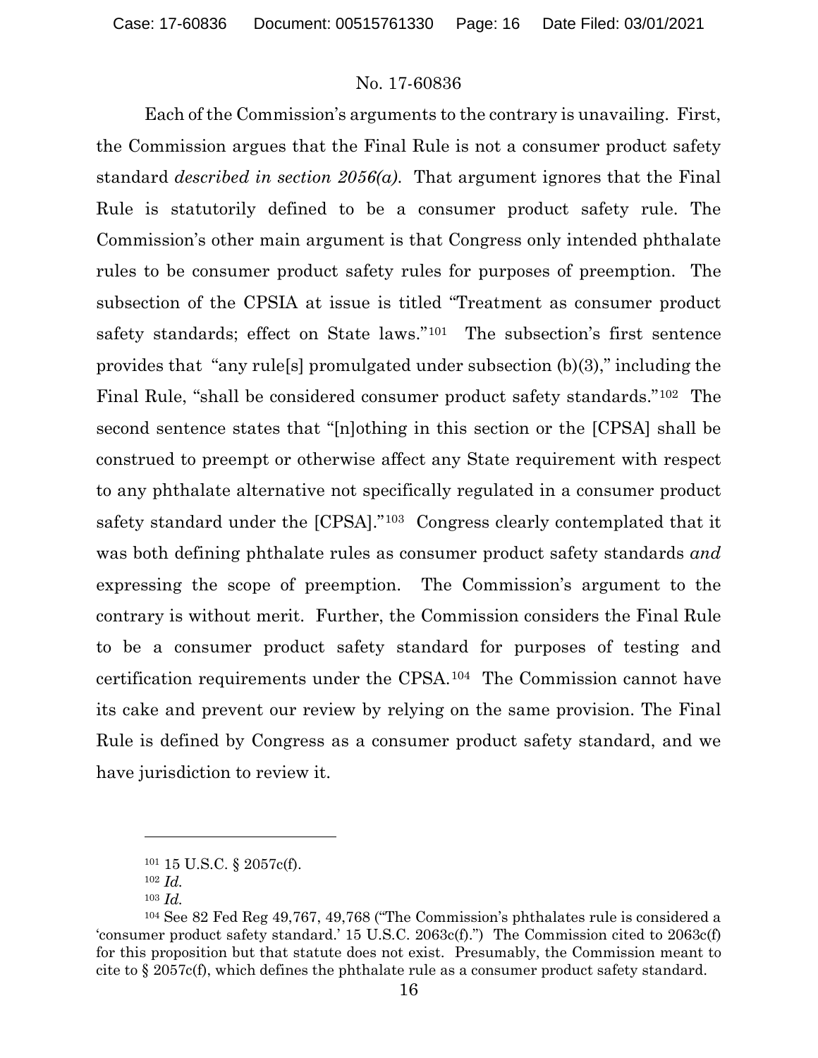Each of the Commission's arguments to the contrary is unavailing. First, the Commission argues that the Final Rule is not a consumer product safety standard *described in section 2056(a)*. That argument ignores that the Final Rule is statutorily defined to be a consumer product safety rule. The Commission's other main argument is that Congress only intended phthalate rules to be consumer product safety rules for purposes of preemption. The subsection of the CPSIA at issue is titled "Treatment as consumer product safety standards; effect on State laws."[101] The subsection's first sentence provides that "any rule[s] promulgated under subsection (b)(3)," including the Final Rule, "shall be considered consumer product safety standards."[102] The second sentence states that "[n]othing in this section or the [CPSA] shall be construed to preempt or otherwise affect any State requirement with respect to any phthalate alternative not specifically regulated in a consumer product safety standard under the [CPSA]."[103] Congress clearly contemplated that it was both defining phthalate rules as consumer product safety standards *and* expressing the scope of preemption. The Commission's argument to the contrary is without merit. Further, the Commission considers the Final Rule to be a consumer product safety standard for purposes of testing and certification requirements under the CPSA.[104] The Commission cannot have its cake and prevent our review by relying on the same provision. The Final Rule is defined by Congress as a consumer product safety standard, and we have jurisdiction to review it.

---

[101] 15 U.S.C. § 2057c(f).

[102] *Id.*

[103] *Id.*

[104] See 82 Fed Reg 49,767, 49,768 ("The Commission's phthalates rule is considered a 'consumer product safety standard.' 15 U.S.C. 2063c(f).") The Commission cited to 2063c(f) for this proposition but that statute does not exist. Presumably, the Commission meant to cite to § 2057c(f), which defines the phthalate rule as a consumer product safety standard.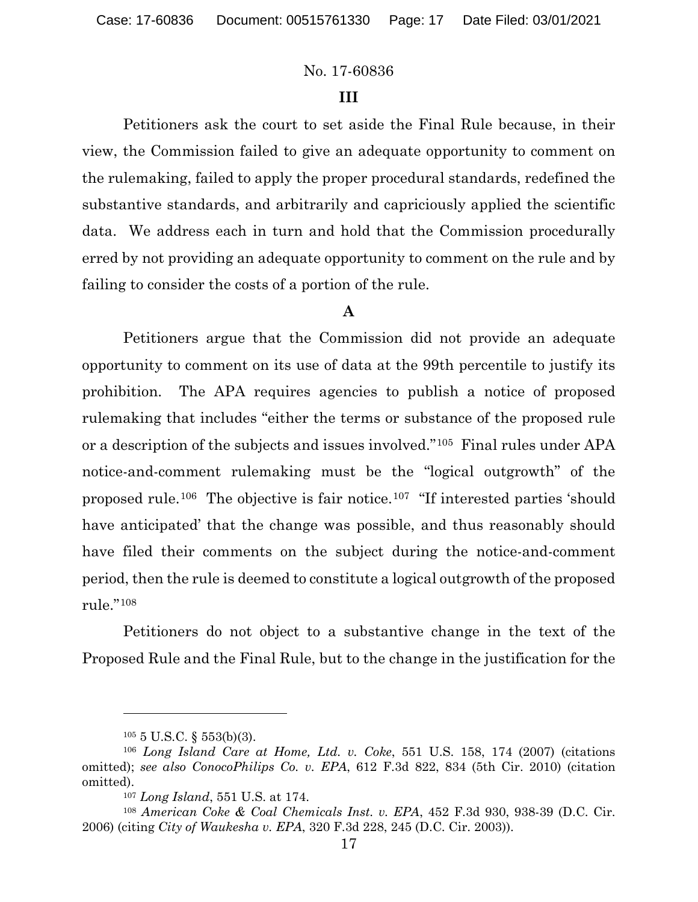## III

Petitioners ask the court to set aside the Final Rule because, in their view, the Commission failed to give an adequate opportunity to comment on the rulemaking, failed to apply the proper procedural standards, redefined the substantive standards, and arbitrarily and capriciously applied the scientific data. We address each in turn and hold that the Commission procedurally erred by not providing an adequate opportunity to comment on the rule and by failing to consider the costs of a portion of the rule.

### A

Petitioners argue that the Commission did not provide an adequate opportunity to comment on its use of data at the 99th percentile to justify its prohibition. The APA requires agencies to publish a notice of proposed rulemaking that includes "either the terms or substance of the proposed rule or a description of the subjects and issues involved."[105] Final rules under APA notice-and-comment rulemaking must be the "logical outgrowth" of the proposed rule.[106] The objective is fair notice.[107] "If interested parties 'should have anticipated' that the change was possible, and thus reasonably should have filed their comments on the subject during the notice-and-comment period, then the rule is deemed to constitute a logical outgrowth of the proposed rule."[108]

Petitioners do not object to a substantive change in the text of the Proposed Rule and the Final Rule, but to the change in the justification for the

---

[105] 5 U.S.C. § 553(b)(3).

[106] *Long Island Care at Home, Ltd. v. Coke*, 551 U.S. 158, 174 (2007) (citations omitted); *see also ConocoPhilips Co. v. EPA*, 612 F.3d 822, 834 (5th Cir. 2010) (citation omitted).

[107] *Long Island*, 551 U.S. at 174.

[108] *American Coke & Coal Chemicals Inst. v. EPA*, 452 F.3d 930, 938-39 (D.C. Cir. 2006) (citing *City of Waukesha v. EPA*, 320 F.3d 228, 245 (D.C. Cir. 2003)).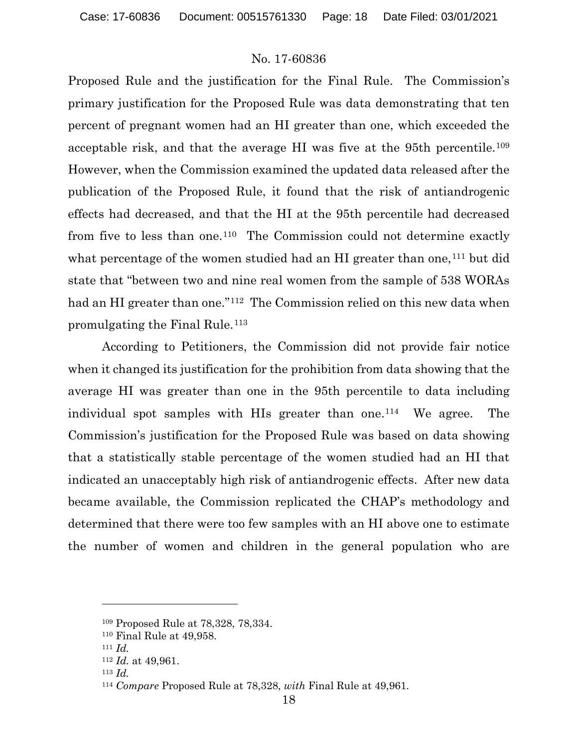Proposed Rule and the justification for the Final Rule. The Commission's primary justification for the Proposed Rule was data demonstrating that ten percent of pregnant women had an HI greater than one, which exceeded the acceptable risk, and that the average HI was five at the 95th percentile.[109] However, when the Commission examined the updated data released after the publication of the Proposed Rule, it found that the risk of antiandrogenic effects had decreased, and that the HI at the 95th percentile had decreased from five to less than one.[110] The Commission could not determine exactly what percentage of the women studied had an HI greater than one,[111] but did state that "between two and nine real women from the sample of 538 WORAs had an HI greater than one."[112] The Commission relied on this new data when promulgating the Final Rule.[113]

According to Petitioners, the Commission did not provide fair notice when it changed its justification for the prohibition from data showing that the average HI was greater than one in the 95th percentile to data including individual spot samples with HIs greater than one.[114] We agree. The Commission's justification for the Proposed Rule was based on data showing that a statistically stable percentage of the women studied had an HI that indicated an unacceptably high risk of antiandrogenic effects. After new data became available, the Commission replicated the CHAP's methodology and determined that there were too few samples with an HI above one to estimate the number of women and children in the general population who are

---

[109] Proposed Rule at 78,328, 78,334.

[110] Final Rule at 49,958.

[111] *Id.*

[112] *Id.* at 49,961.

[113] *Id.*

[114] *Compare* Proposed Rule at 78,328, *with* Final Rule at 49,961.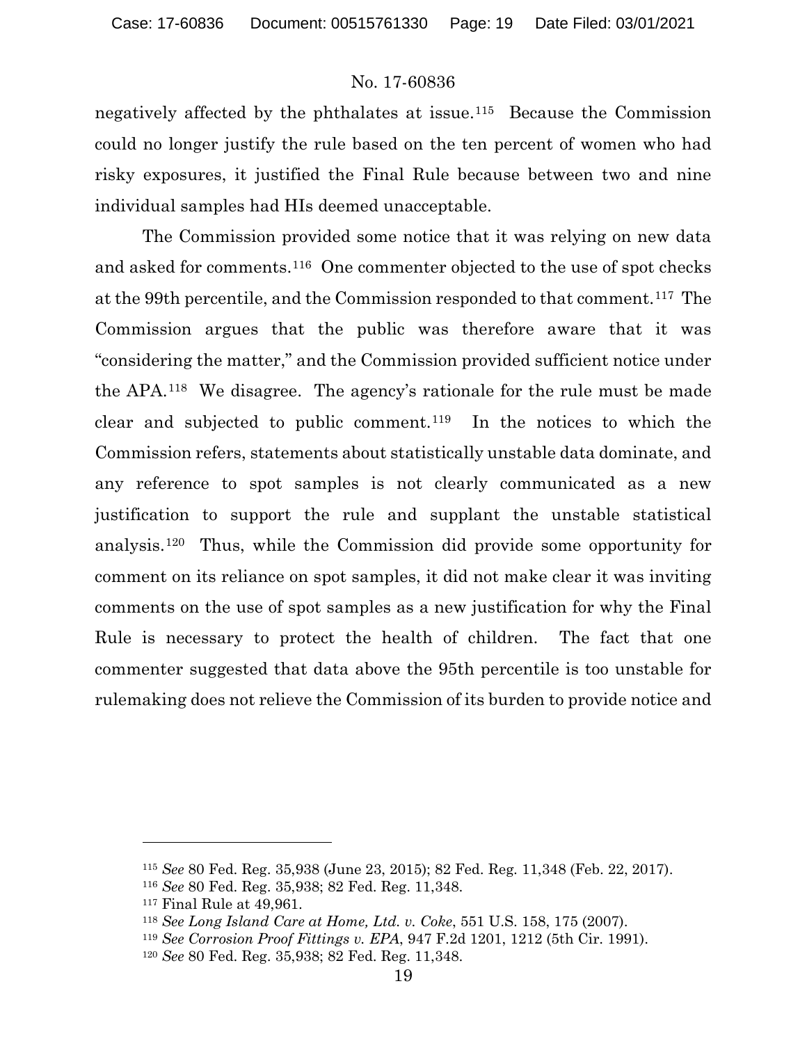negatively affected by the phthalates at issue.[115] Because the Commission could no longer justify the rule based on the ten percent of women who had risky exposures, it justified the Final Rule because between two and nine individual samples had HIs deemed unacceptable.

The Commission provided some notice that it was relying on new data and asked for comments.[116] One commenter objected to the use of spot checks at the 99th percentile, and the Commission responded to that comment.[117] The Commission argues that the public was therefore aware that it was "considering the matter," and the Commission provided sufficient notice under the APA.[118] We disagree. The agency's rationale for the rule must be made clear and subjected to public comment.[119] In the notices to which the Commission refers, statements about statistically unstable data dominate, and any reference to spot samples is not clearly communicated as a new justification to support the rule and supplant the unstable statistical analysis.[120] Thus, while the Commission did provide some opportunity for comment on its reliance on spot samples, it did not make clear it was inviting comments on the use of spot samples as a new justification for why the Final Rule is necessary to protect the health of children. The fact that one commenter suggested that data above the 95th percentile is too unstable for rulemaking does not relieve the Commission of its burden to provide notice and

---

[115] *See* 80 Fed. Reg. 35,938 (June 23, 2015); 82 Fed. Reg. 11,348 (Feb. 22, 2017).

[116] *See* 80 Fed. Reg. 35,938; 82 Fed. Reg. 11,348.

[117] Final Rule at 49,961.

[118] *See Long Island Care at Home, Ltd. v. Coke*, 551 U.S. 158, 175 (2007).

[119] *See Corrosion Proof Fittings v. EPA*, 947 F.2d 1201, 1212 (5th Cir. 1991).

[120] *See* 80 Fed. Reg. 35,938; 82 Fed. Reg. 11,348.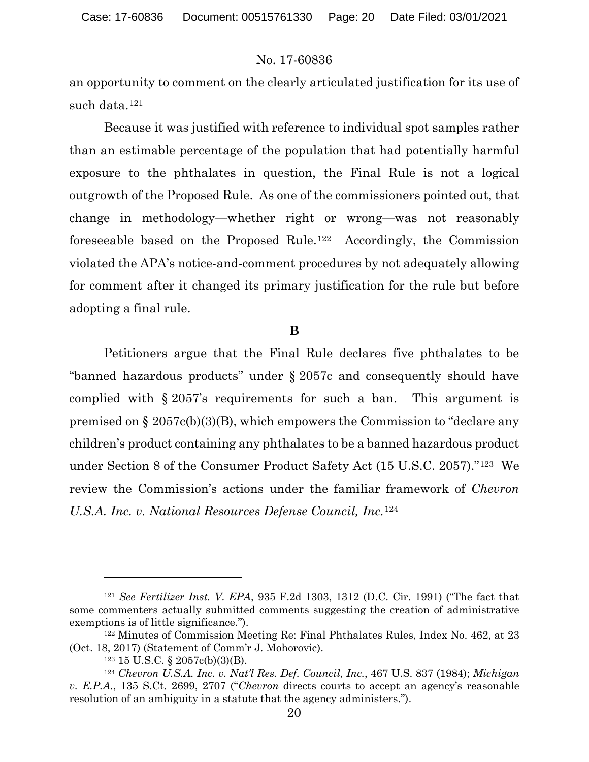an opportunity to comment on the clearly articulated justification for its use of such data.[121]

Because it was justified with reference to individual spot samples rather than an estimable percentage of the population that had potentially harmful exposure to the phthalates in question, the Final Rule is not a logical outgrowth of the Proposed Rule. As one of the commissioners pointed out, that change in methodology—whether right or wrong—was not reasonably foreseeable based on the Proposed Rule.[122] Accordingly, the Commission violated the APA's notice-and-comment procedures by not adequately allowing for comment after it changed its primary justification for the rule but before adopting a final rule.

**B**

Petitioners argue that the Final Rule declares five phthalates to be "banned hazardous products" under § 2057c and consequently should have complied with § 2057's requirements for such a ban. This argument is premised on § 2057c(b)(3)(B), which empowers the Commission to "declare any children's product containing any phthalates to be a banned hazardous product under Section 8 of the Consumer Product Safety Act (15 U.S.C. 2057)."[123] We review the Commission's actions under the familiar framework of *Chevron U.S.A. Inc. v. National Resources Defense Council, Inc.*[124]

---

[121] *See Fertilizer Inst. V. EPA*, 935 F.2d 1303, 1312 (D.C. Cir. 1991) ("The fact that some commenters actually submitted comments suggesting the creation of administrative exemptions is of little significance.").

[122] Minutes of Commission Meeting Re: Final Phthalates Rules, Index No. 462, at 23 (Oct. 18, 2017) (Statement of Comm'r J. Mohorovic).

[123] 15 U.S.C. § 2057c(b)(3)(B).

[124] *Chevron U.S.A. Inc. v. Nat'l Res. Def. Council, Inc.*, 467 U.S. 837 (1984); *Michigan v. E.P.A.*, 135 S.Ct. 2699, 2707 ("*Chevron* directs courts to accept an agency's reasonable resolution of an ambiguity in a statute that the agency administers.").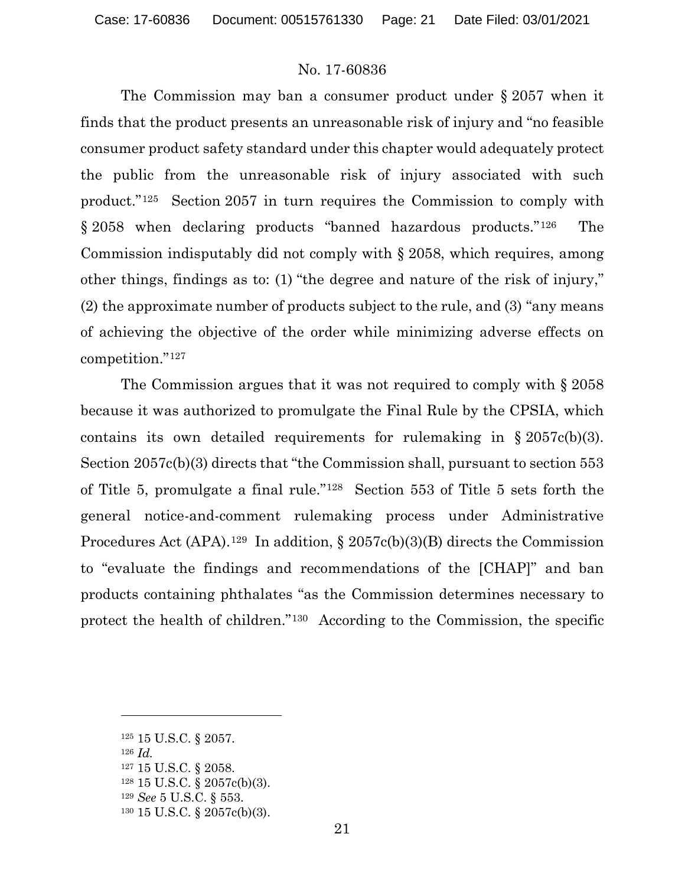The Commission may ban a consumer product under § 2057 when it finds that the product presents an unreasonable risk of injury and "no feasible consumer product safety standard under this chapter would adequately protect the public from the unreasonable risk of injury associated with such product."[125] Section 2057 in turn requires the Commission to comply with § 2058 when declaring products "banned hazardous products."[126] The Commission indisputably did not comply with § 2058, which requires, among other things, findings as to: (1) "the degree and nature of the risk of injury," (2) the approximate number of products subject to the rule, and (3) "any means of achieving the objective of the order while minimizing adverse effects on competition."[127]

The Commission argues that it was not required to comply with § 2058 because it was authorized to promulgate the Final Rule by the CPSIA, which contains its own detailed requirements for rulemaking in § 2057c(b)(3). Section 2057c(b)(3) directs that "the Commission shall, pursuant to section 553 of Title 5, promulgate a final rule."[128] Section 553 of Title 5 sets forth the general notice-and-comment rulemaking process under Administrative Procedures Act (APA).[129] In addition, § 2057c(b)(3)(B) directs the Commission to "evaluate the findings and recommendations of the [CHAP]" and ban products containing phthalates "as the Commission determines necessary to protect the health of children."[130] According to the Commission, the specific

---

[125] 15 U.S.C. § 2057.

[126] *Id.*

[127] 15 U.S.C. § 2058.

[128] 15 U.S.C. § 2057c(b)(3).

[129] *See* 5 U.S.C. § 553.

[130] 15 U.S.C. § 2057c(b)(3).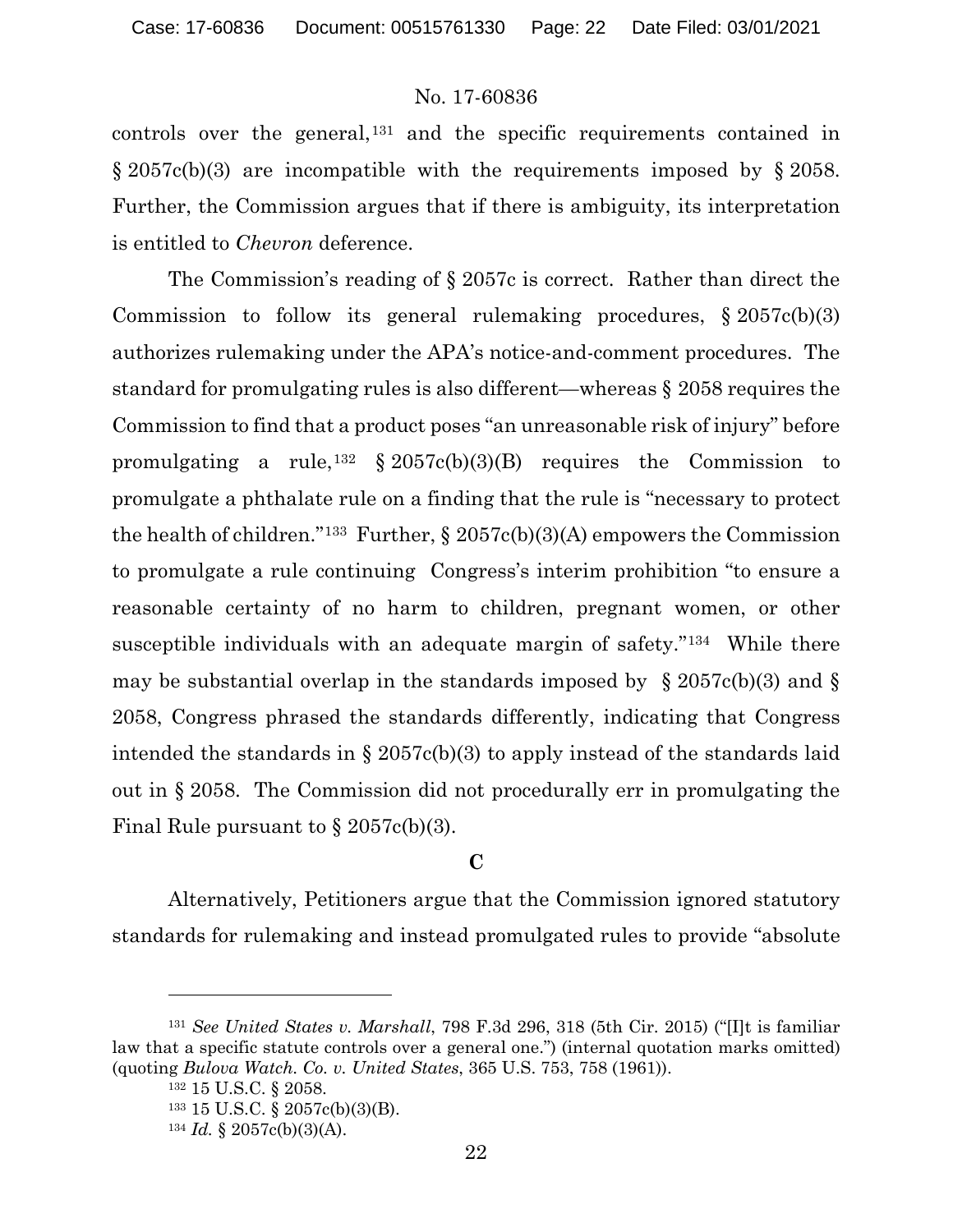controls over the general,[131] and the specific requirements contained in § 2057c(b)(3) are incompatible with the requirements imposed by § 2058. Further, the Commission argues that if there is ambiguity, its interpretation is entitled to *Chevron* deference.

The Commission's reading of § 2057c is correct. Rather than direct the Commission to follow its general rulemaking procedures, § 2057c(b)(3) authorizes rulemaking under the APA's notice-and-comment procedures. The standard for promulgating rules is also different—whereas § 2058 requires the Commission to find that a product poses "an unreasonable risk of injury" before promulgating a rule,[132] § 2057c(b)(3)(B) requires the Commission to promulgate a phthalate rule on a finding that the rule is "necessary to protect the health of children."[133] Further, § 2057c(b)(3)(A) empowers the Commission to promulgate a rule continuing Congress's interim prohibition "to ensure a reasonable certainty of no harm to children, pregnant women, or other susceptible individuals with an adequate margin of safety."[134] While there may be substantial overlap in the standards imposed by § 2057c(b)(3) and § 2058, Congress phrased the standards differently, indicating that Congress intended the standards in § 2057c(b)(3) to apply instead of the standards laid out in § 2058. The Commission did not procedurally err in promulgating the Final Rule pursuant to § 2057c(b)(3).

**C**

Alternatively, Petitioners argue that the Commission ignored statutory standards for rulemaking and instead promulgated rules to provide "absolute

---

[131] *See United States v. Marshall*, 798 F.3d 296, 318 (5th Cir. 2015) ("[I]t is familiar law that a specific statute controls over a general one.") (internal quotation marks omitted) (quoting *Bulova Watch. Co. v. United States*, 365 U.S. 753, 758 (1961)).

[132] 15 U.S.C. § 2058.

[133] 15 U.S.C. § 2057c(b)(3)(B).

[134] *Id.* § 2057c(b)(3)(A).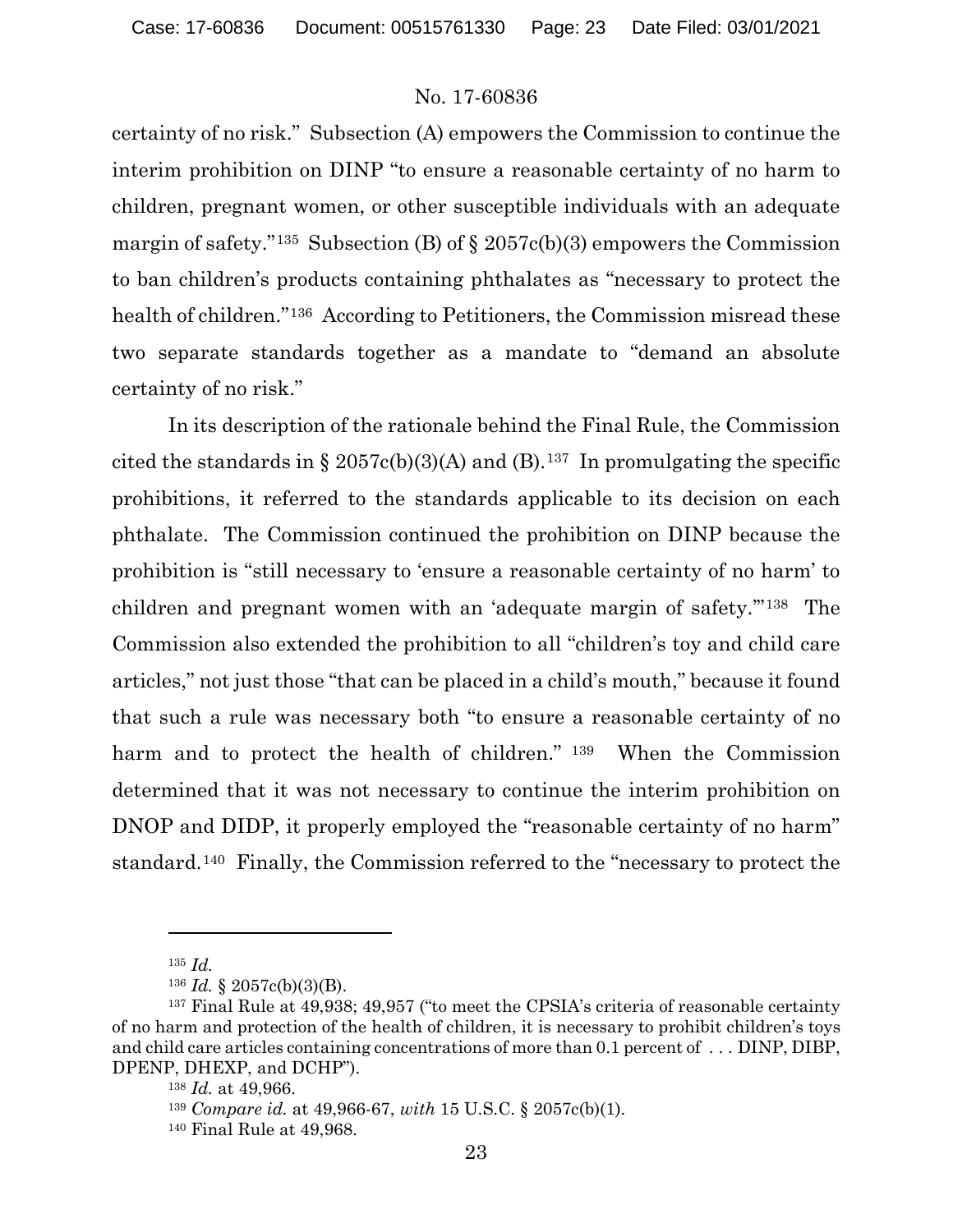certainty of no risk." Subsection (A) empowers the Commission to continue the interim prohibition on DINP "to ensure a reasonable certainty of no harm to children, pregnant women, or other susceptible individuals with an adequate margin of safety."[135] Subsection (B) of § 2057c(b)(3) empowers the Commission to ban children's products containing phthalates as "necessary to protect the health of children."[136] According to Petitioners, the Commission misread these two separate standards together as a mandate to "demand an absolute certainty of no risk."

In its description of the rationale behind the Final Rule, the Commission cited the standards in § 2057c(b)(3)(A) and (B).[137] In promulgating the specific prohibitions, it referred to the standards applicable to its decision on each phthalate. The Commission continued the prohibition on DINP because the prohibition is "still necessary to 'ensure a reasonable certainty of no harm' to children and pregnant women with an 'adequate margin of safety.'"[138] The Commission also extended the prohibition to all "children's toy and child care articles," not just those "that can be placed in a child's mouth," because it found that such a rule was necessary both "to ensure a reasonable certainty of no harm and to protect the health of children."[139] When the Commission determined that it was not necessary to continue the interim prohibition on DNOP and DIDP, it properly employed the "reasonable certainty of no harm" standard.[140] Finally, the Commission referred to the "necessary to protect the

---

[135] *Id.*

[136] *Id.* § 2057c(b)(3)(B).

[137] Final Rule at 49,938; 49,957 ("to meet the CPSIA's criteria of reasonable certainty of no harm and protection of the health of children, it is necessary to prohibit children's toys and child care articles containing concentrations of more than 0.1 percent of . . . DINP, DIBP, DPENP, DHEXP, and DCHP").

[138] *Id.* at 49,966.

[139] *Compare id.* at 49,966-67, *with* 15 U.S.C. § 2057c(b)(1).

[140] Final Rule at 49,968.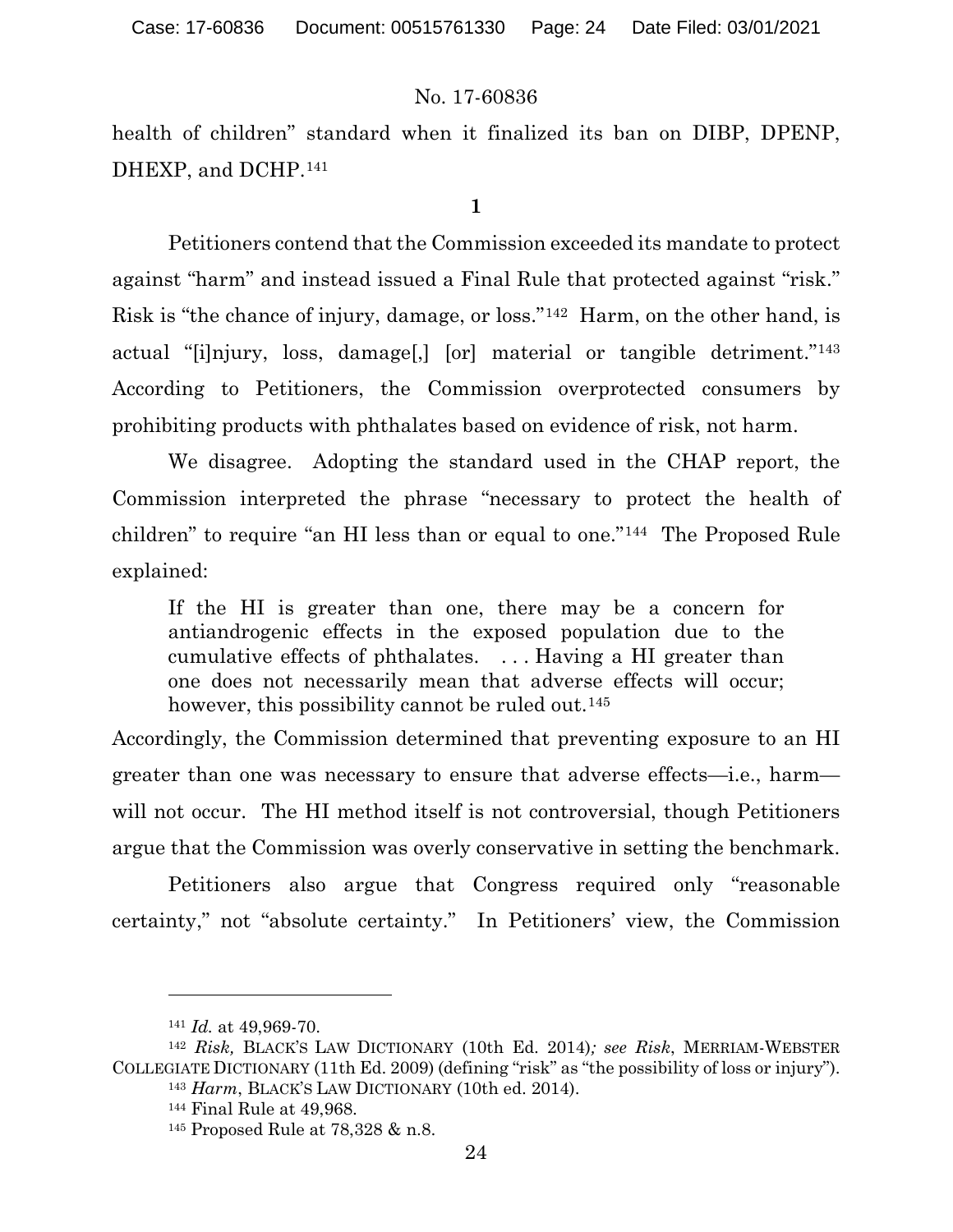health of children" standard when it finalized its ban on DIBP, DPENP, DHEXP, and DCHP.[141]

**1**

Petitioners contend that the Commission exceeded its mandate to protect against "harm" and instead issued a Final Rule that protected against "risk." Risk is "the chance of injury, damage, or loss."[142] Harm, on the other hand, is actual "[i]njury, loss, damage[,] [or] material or tangible detriment."[143] According to Petitioners, the Commission overprotected consumers by prohibiting products with phthalates based on evidence of risk, not harm.

We disagree. Adopting the standard used in the CHAP report, the Commission interpreted the phrase "necessary to protect the health of children" to require "an HI less than or equal to one."[144] The Proposed Rule explained:

> If the HI is greater than one, there may be a concern for antiandrogenic effects in the exposed population due to the cumulative effects of phthalates. . . . Having a HI greater than one does not necessarily mean that adverse effects will occur; however, this possibility cannot be ruled out.[145]

Accordingly, the Commission determined that preventing exposure to an HI greater than one was necessary to ensure that adverse effects—i.e., harm—will not occur. The HI method itself is not controversial, though Petitioners argue that the Commission was overly conservative in setting the benchmark.

Petitioners also argue that Congress required only "reasonable certainty," not "absolute certainty." In Petitioners' view, the Commission

---

[141] *Id.* at 49,969-70.

[142] *Risk,* BLACK'S LAW DICTIONARY (10th Ed. 2014)*; see Risk*, MERRIAM-WEBSTER COLLEGIATE DICTIONARY (11th Ed. 2009) (defining "risk" as "the possibility of loss or injury").

[143] *Harm*, BLACK'S LAW DICTIONARY (10th ed. 2014).

[144] Final Rule at 49,968.

[145] Proposed Rule at 78,328 & n.8.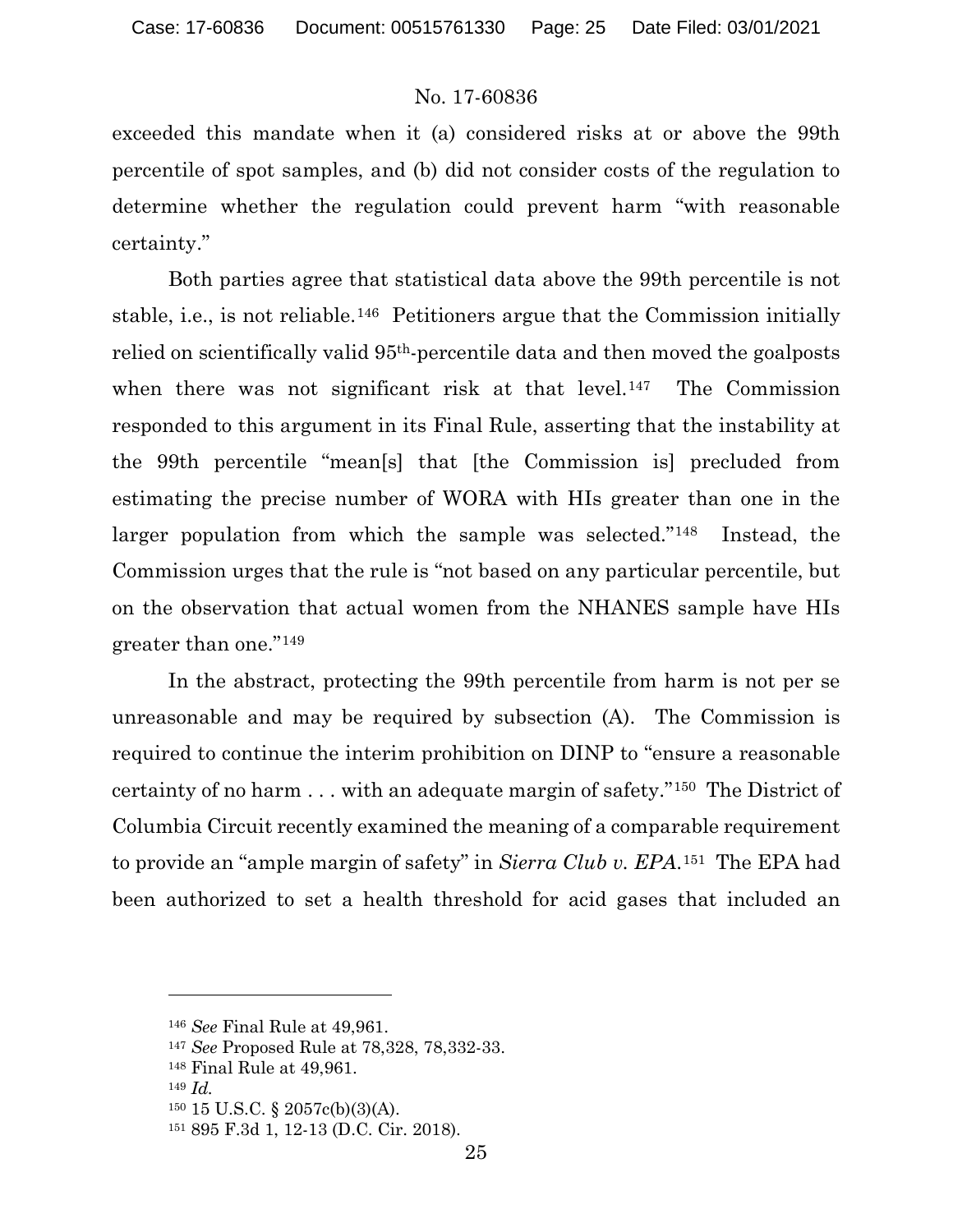exceeded this mandate when it (a) considered risks at or above the 99th percentile of spot samples, and (b) did not consider costs of the regulation to determine whether the regulation could prevent harm "with reasonable certainty."

Both parties agree that statistical data above the 99th percentile is not stable, i.e., is not reliable.[146] Petitioners argue that the Commission initially relied on scientifically valid 95th-percentile data and then moved the goalposts when there was not significant risk at that level.[147] The Commission responded to this argument in its Final Rule, asserting that the instability at the 99th percentile "mean[s] that [the Commission is] precluded from estimating the precise number of WORA with HIs greater than one in the larger population from which the sample was selected."[148] Instead, the Commission urges that the rule is "not based on any particular percentile, but on the observation that actual women from the NHANES sample have HIs greater than one."[149]

In the abstract, protecting the 99th percentile from harm is not per se unreasonable and may be required by subsection (A). The Commission is required to continue the interim prohibition on DINP to "ensure a reasonable certainty of no harm . . . with an adequate margin of safety."[150] The District of Columbia Circuit recently examined the meaning of a comparable requirement to provide an "ample margin of safety" in *Sierra Club v. EPA*.[151] The EPA had been authorized to set a health threshold for acid gases that included an

---

[146] *See* Final Rule at 49,961.

[147] *See* Proposed Rule at 78,328, 78,332-33.

[148] Final Rule at 49,961.

[149] *Id.*

[150] 15 U.S.C. § 2057c(b)(3)(A).

[151] 895 F.3d 1, 12-13 (D.C. Cir. 2018).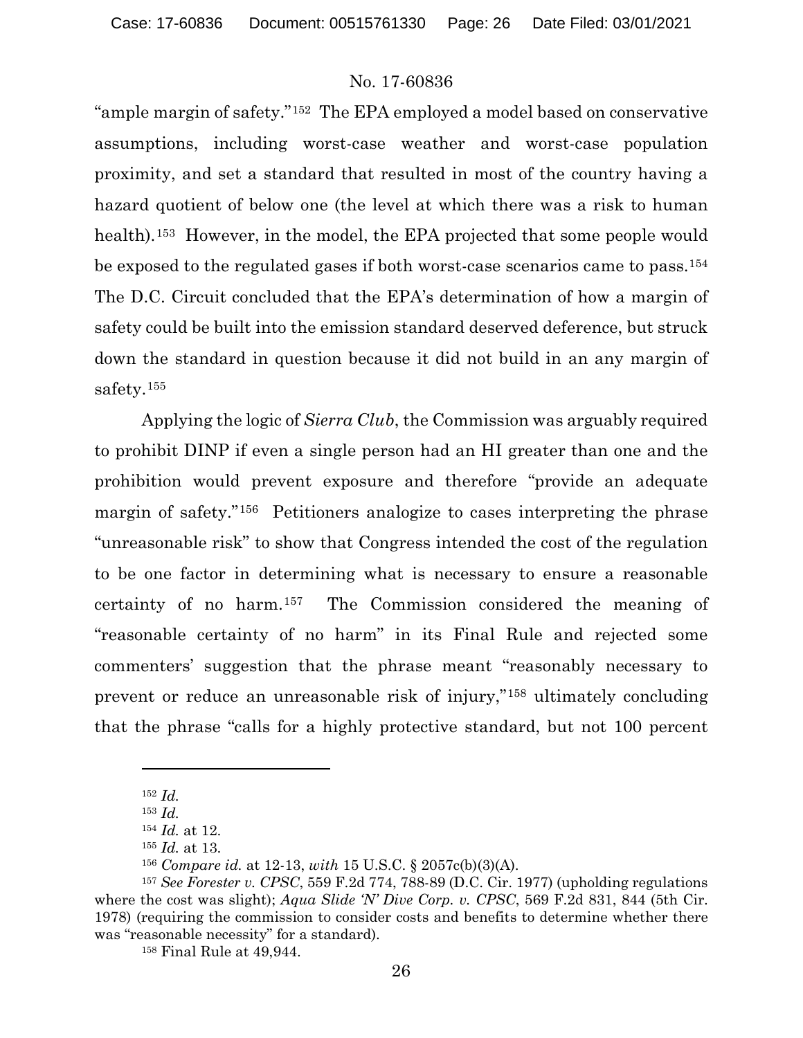"ample margin of safety."[152] The EPA employed a model based on conservative assumptions, including worst-case weather and worst-case population proximity, and set a standard that resulted in most of the country having a hazard quotient of below one (the level at which there was a risk to human health).[153] However, in the model, the EPA projected that some people would be exposed to the regulated gases if both worst-case scenarios came to pass.[154] The D.C. Circuit concluded that the EPA's determination of how a margin of safety could be built into the emission standard deserved deference, but struck down the standard in question because it did not build in an any margin of safety.[155]

Applying the logic of *Sierra Club*, the Commission was arguably required to prohibit DINP if even a single person had an HI greater than one and the prohibition would prevent exposure and therefore "provide an adequate margin of safety."[156] Petitioners analogize to cases interpreting the phrase "unreasonable risk" to show that Congress intended the cost of the regulation to be one factor in determining what is necessary to ensure a reasonable certainty of no harm.[157] The Commission considered the meaning of "reasonable certainty of no harm" in its Final Rule and rejected some commenters' suggestion that the phrase meant "reasonably necessary to prevent or reduce an unreasonable risk of injury,"[158] ultimately concluding that the phrase "calls for a highly protective standard, but not 100 percent

---

[152] *Id.*

[153] *Id.*

[154] *Id.* at 12.

[155] *Id.* at 13.

[156] *Compare id.* at 12-13, *with* 15 U.S.C. § 2057c(b)(3)(A).

[157] *See Forester v. CPSC*, 559 F.2d 774, 788-89 (D.C. Cir. 1977) (upholding regulations where the cost was slight); *Aqua Slide 'N' Dive Corp. v. CPSC*, 569 F.2d 831, 844 (5th Cir. 1978) (requiring the commission to consider costs and benefits to determine whether there was "reasonable necessity" for a standard).

[158] Final Rule at 49,944.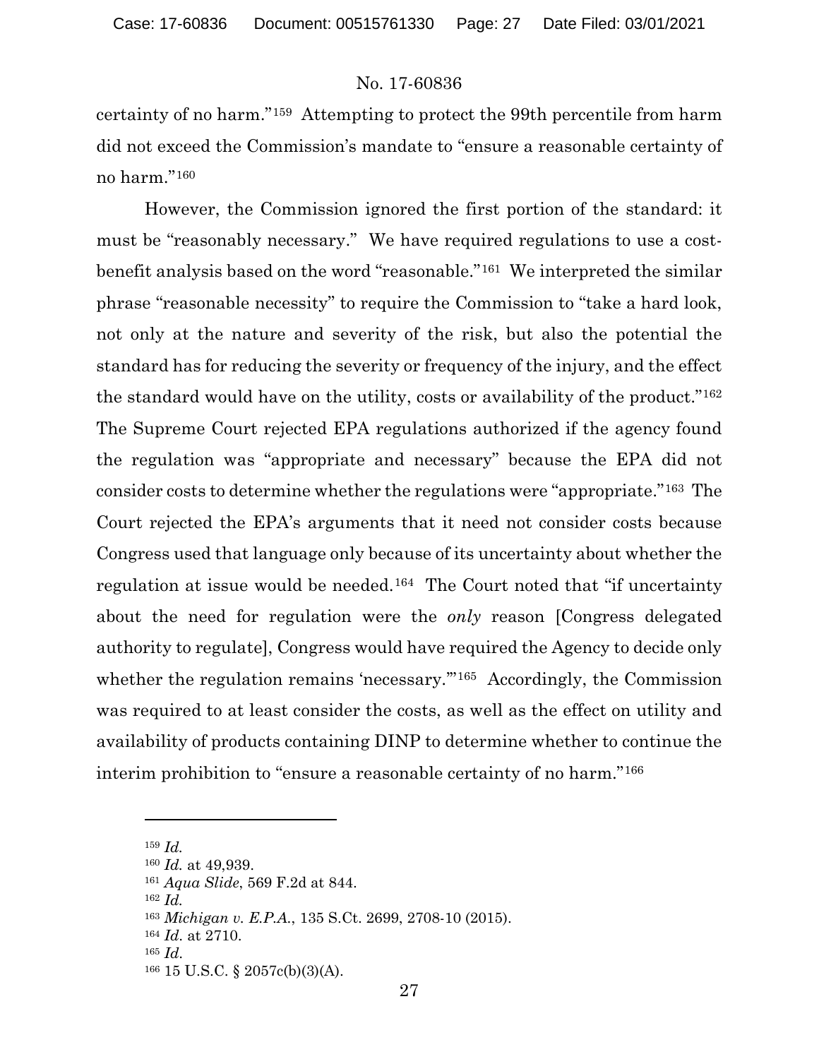certainty of no harm."[159] Attempting to protect the 99th percentile from harm did not exceed the Commission's mandate to "ensure a reasonable certainty of no harm."[160]

However, the Commission ignored the first portion of the standard: it must be "reasonably necessary." We have required regulations to use a cost-benefit analysis based on the word "reasonable."[161] We interpreted the similar phrase "reasonable necessity" to require the Commission to "take a hard look, not only at the nature and severity of the risk, but also the potential the standard has for reducing the severity or frequency of the injury, and the effect the standard would have on the utility, costs or availability of the product."[162] The Supreme Court rejected EPA regulations authorized if the agency found the regulation was "appropriate and necessary" because the EPA did not consider costs to determine whether the regulations were "appropriate."[163] The Court rejected the EPA's arguments that it need not consider costs because Congress used that language only because of its uncertainty about whether the regulation at issue would be needed.[164] The Court noted that "if uncertainty about the need for regulation were the *only* reason [Congress delegated authority to regulate], Congress would have required the Agency to decide only whether the regulation remains 'necessary.'"[165] Accordingly, the Commission was required to at least consider the costs, as well as the effect on utility and availability of products containing DINP to determine whether to continue the interim prohibition to "ensure a reasonable certainty of no harm."[166]

---

[159] *Id.*

[160] *Id.* at 49,939.

[161] *Aqua Slide*, 569 F.2d at 844.

[162] *Id.*

[163] *Michigan v. E.P.A.*, 135 S.Ct. 2699, 2708-10 (2015).

[164] *Id.* at 2710.

[165] *Id.*

[166] 15 U.S.C. § 2057c(b)(3)(A).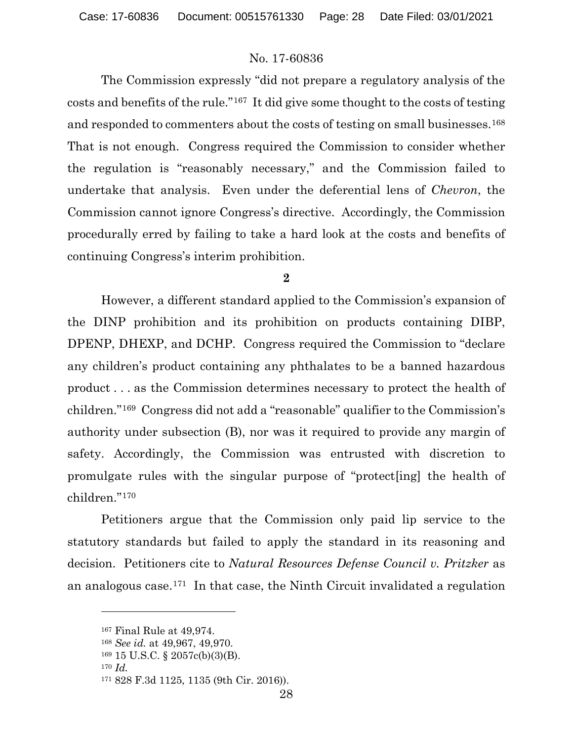The Commission expressly "did not prepare a regulatory analysis of the costs and benefits of the rule."[167] It did give some thought to the costs of testing and responded to commenters about the costs of testing on small businesses.[168] That is not enough. Congress required the Commission to consider whether the regulation is "reasonably necessary," and the Commission failed to undertake that analysis. Even under the deferential lens of *Chevron*, the Commission cannot ignore Congress's directive. Accordingly, the Commission procedurally erred by failing to take a hard look at the costs and benefits of continuing Congress's interim prohibition.

**2**

However, a different standard applied to the Commission's expansion of the DINP prohibition and its prohibition on products containing DIBP, DPENP, DHEXP, and DCHP. Congress required the Commission to "declare any children's product containing any phthalates to be a banned hazardous product . . . as the Commission determines necessary to protect the health of children."[169] Congress did not add a "reasonable" qualifier to the Commission's authority under subsection (B), nor was it required to provide any margin of safety. Accordingly, the Commission was entrusted with discretion to promulgate rules with the singular purpose of "protect[ing] the health of children."[170]

Petitioners argue that the Commission only paid lip service to the statutory standards but failed to apply the standard in its reasoning and decision. Petitioners cite to *Natural Resources Defense Council v. Pritzker* as an analogous case.[171] In that case, the Ninth Circuit invalidated a regulation

---

[167] Final Rule at 49,974.

[168] *See id.* at 49,967, 49,970.

[169] 15 U.S.C. § 2057c(b)(3)(B).

[170] *Id.*

[171] 828 F.3d 1125, 1135 (9th Cir. 2016)).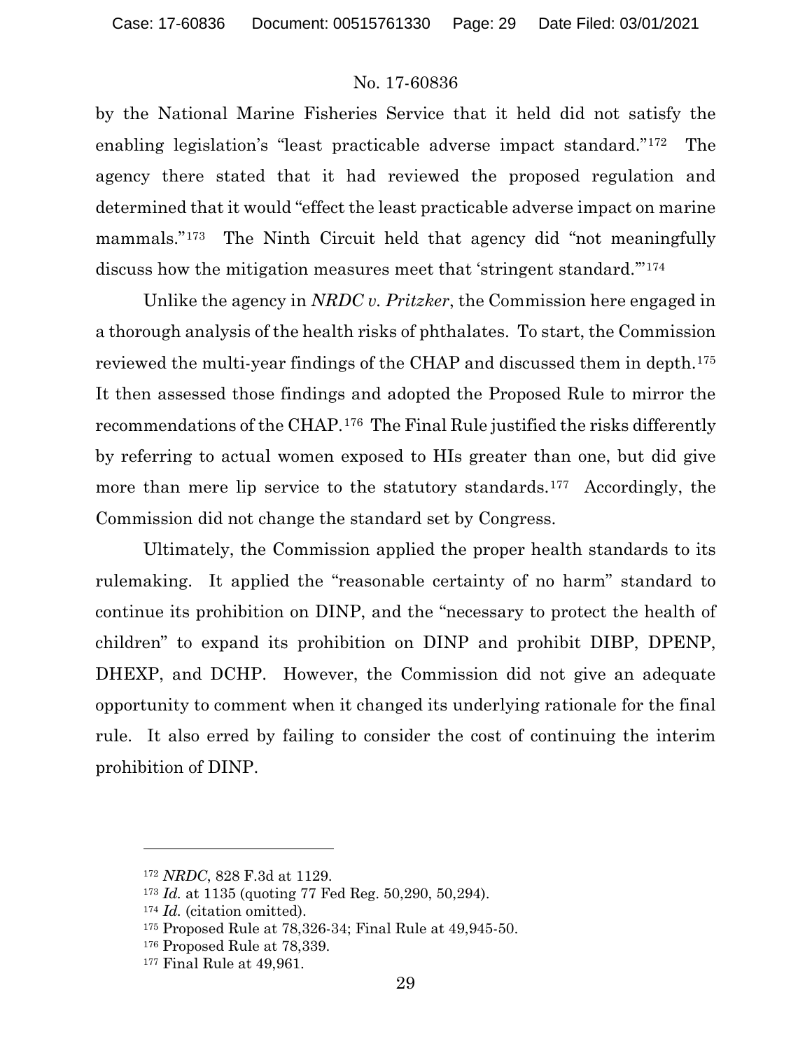by the National Marine Fisheries Service that it held did not satisfy the enabling legislation's "least practicable adverse impact standard."[172] The agency there stated that it had reviewed the proposed regulation and determined that it would "effect the least practicable adverse impact on marine mammals."[173] The Ninth Circuit held that agency did "not meaningfully discuss how the mitigation measures meet that 'stringent standard.'"[174]

Unlike the agency in *NRDC v. Pritzker*, the Commission here engaged in a thorough analysis of the health risks of phthalates. To start, the Commission reviewed the multi-year findings of the CHAP and discussed them in depth.[175] It then assessed those findings and adopted the Proposed Rule to mirror the recommendations of the CHAP.[176] The Final Rule justified the risks differently by referring to actual women exposed to HIs greater than one, but did give more than mere lip service to the statutory standards.[177] Accordingly, the Commission did not change the standard set by Congress.

Ultimately, the Commission applied the proper health standards to its rulemaking. It applied the "reasonable certainty of no harm" standard to continue its prohibition on DINP, and the "necessary to protect the health of children" to expand its prohibition on DINP and prohibit DIBP, DPENP, DHEXP, and DCHP. However, the Commission did not give an adequate opportunity to comment when it changed its underlying rationale for the final rule. It also erred by failing to consider the cost of continuing the interim prohibition of DINP.

---

[172] *NRDC*, 828 F.3d at 1129.

[173] *Id.* at 1135 (quoting 77 Fed Reg. 50,290, 50,294).

[174] *Id.* (citation omitted).

[175] Proposed Rule at 78,326-34; Final Rule at 49,945-50.

[176] Proposed Rule at 78,339.

[177] Final Rule at 49,961.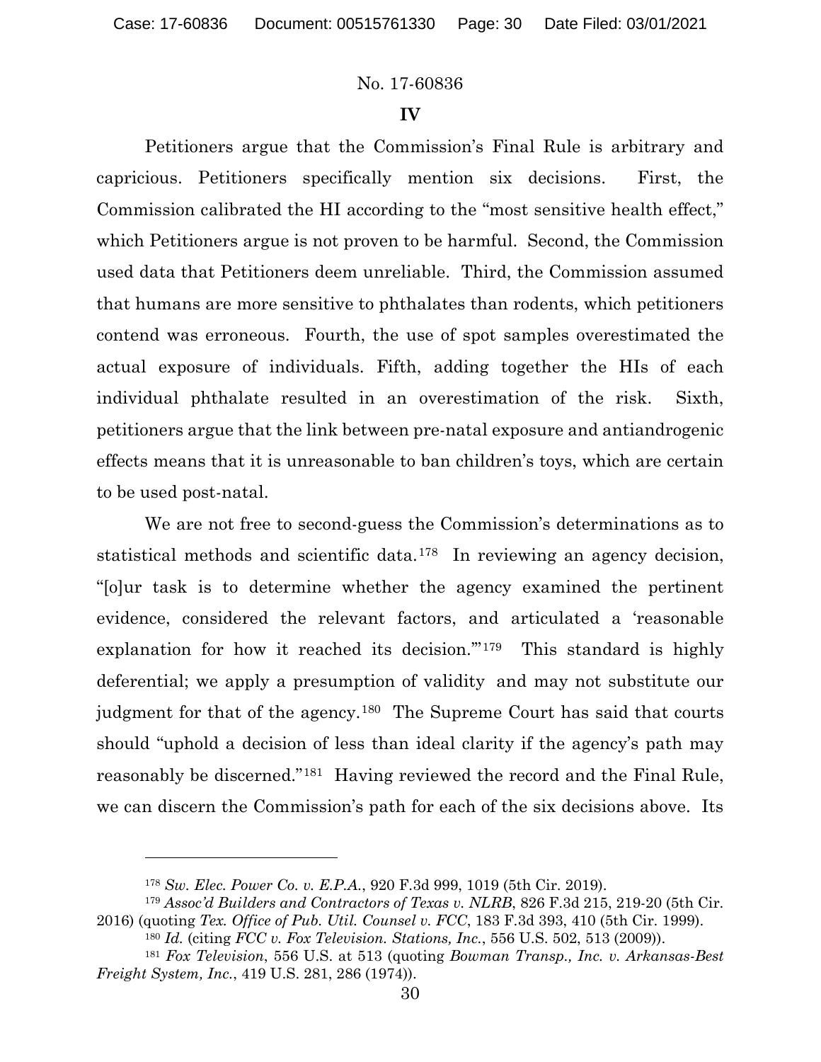No. 17-60836

## IV

Petitioners argue that the Commission's Final Rule is arbitrary and capricious. Petitioners specifically mention six decisions. First, the Commission calibrated the HI according to the "most sensitive health effect," which Petitioners argue is not proven to be harmful. Second, the Commission used data that Petitioners deem unreliable. Third, the Commission assumed that humans are more sensitive to phthalates than rodents, which petitioners contend was erroneous. Fourth, the use of spot samples overestimated the actual exposure of individuals. Fifth, adding together the HIs of each individual phthalate resulted in an overestimation of the risk. Sixth, petitioners argue that the link between pre-natal exposure and antiandrogenic effects means that it is unreasonable to ban children's toys, which are certain to be used post-natal.

We are not free to second-guess the Commission's determinations as to statistical methods and scientific data.[178] In reviewing an agency decision, "[o]ur task is to determine whether the agency examined the pertinent evidence, considered the relevant factors, and articulated a 'reasonable explanation for how it reached its decision.'"[179] This standard is highly deferential; we apply a presumption of validity and may not substitute our judgment for that of the agency.[180] The Supreme Court has said that courts should "uphold a decision of less than ideal clarity if the agency's path may reasonably be discerned."[181] Having reviewed the record and the Final Rule, we can discern the Commission's path for each of the six decisions above. Its

---

[178] *Sw. Elec. Power Co. v. E.P.A.*, 920 F.3d 999, 1019 (5th Cir. 2019).

[179] *Assoc'd Builders and Contractors of Texas v. NLRB*, 826 F.3d 215, 219-20 (5th Cir. 2016) (quoting *Tex. Office of Pub. Util. Counsel v. FCC*, 183 F.3d 393, 410 (5th Cir. 1999).

[180] *Id.* (citing *FCC v. Fox Television. Stations, Inc.*, 556 U.S. 502, 513 (2009)).

[181] *Fox Television*, 556 U.S. at 513 (quoting *Bowman Transp., Inc. v. Arkansas-Best Freight System, Inc.*, 419 U.S. 281, 286 (1974)).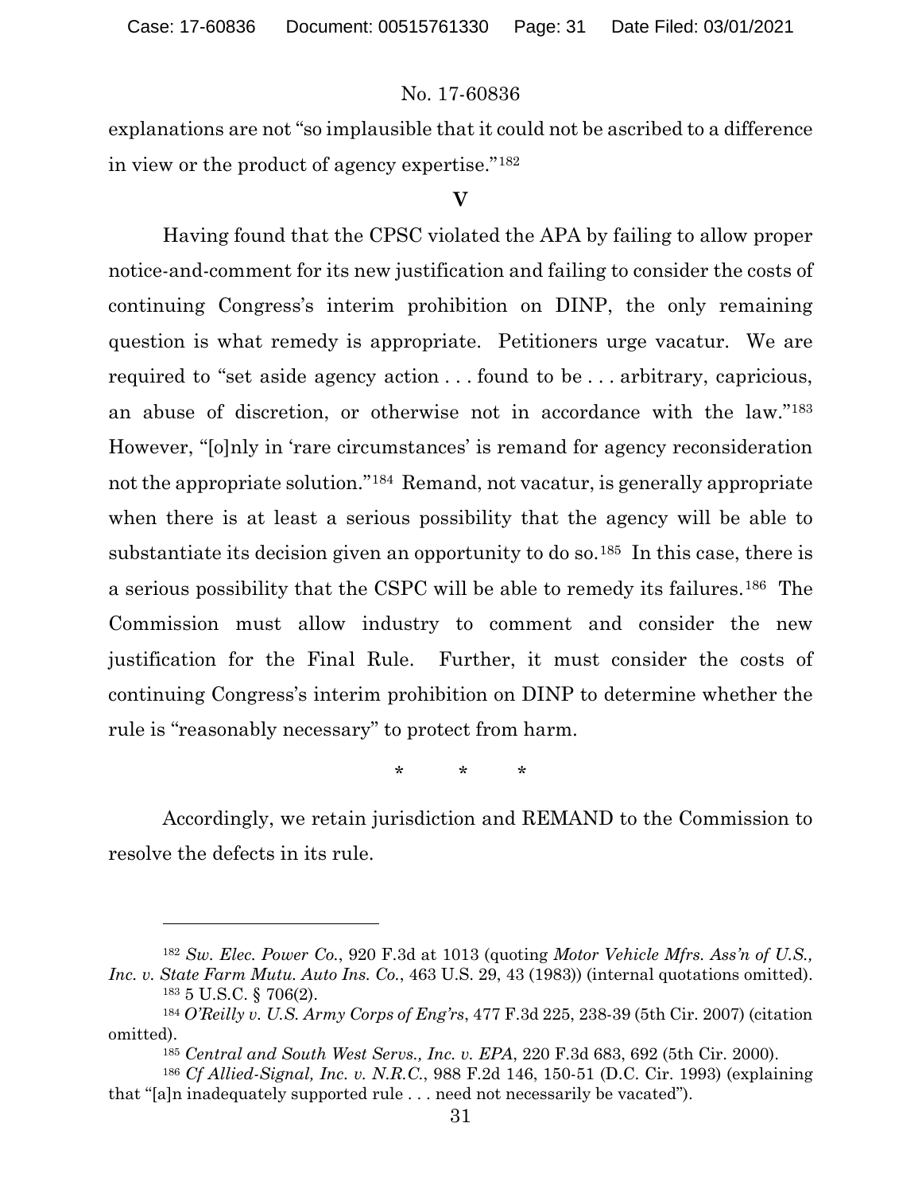explanations are not "so implausible that it could not be ascribed to a difference in view or the product of agency expertise."[182]

## V

Having found that the CPSC violated the APA by failing to allow proper notice-and-comment for its new justification and failing to consider the costs of continuing Congress's interim prohibition on DINP, the only remaining question is what remedy is appropriate. Petitioners urge vacatur. We are required to "set aside agency action . . . found to be . . . arbitrary, capricious, an abuse of discretion, or otherwise not in accordance with the law."[183] However, "[o]nly in 'rare circumstances' is remand for agency reconsideration not the appropriate solution."[184] Remand, not vacatur, is generally appropriate when there is at least a serious possibility that the agency will be able to substantiate its decision given an opportunity to do so.[185] In this case, there is a serious possibility that the CSPC will be able to remedy its failures.[186] The Commission must allow industry to comment and consider the new justification for the Final Rule. Further, it must consider the costs of continuing Congress's interim prohibition on DINP to determine whether the rule is "reasonably necessary" to protect from harm.

\* \* \*

Accordingly, we retain jurisdiction and REMAND to the Commission to resolve the defects in its rule.

---

[182] *Sw. Elec. Power Co.*, 920 F.3d at 1013 (quoting *Motor Vehicle Mfrs. Ass'n of U.S., Inc. v. State Farm Mutu. Auto Ins. Co.*, 463 U.S. 29, 43 (1983)) (internal quotations omitted).

[183] 5 U.S.C. § 706(2).

[184] *O'Reilly v. U.S. Army Corps of Eng'rs*, 477 F.3d 225, 238-39 (5th Cir. 2007) (citation omitted).

[185] *Central and South West Servs., Inc. v. EPA*, 220 F.3d 683, 692 (5th Cir. 2000).

[186] *Cf Allied-Signal, Inc. v. N.R.C.*, 988 F.2d 146, 150-51 (D.C. Cir. 1993) (explaining that "[a]n inadequately supported rule . . . need not necessarily be vacated").